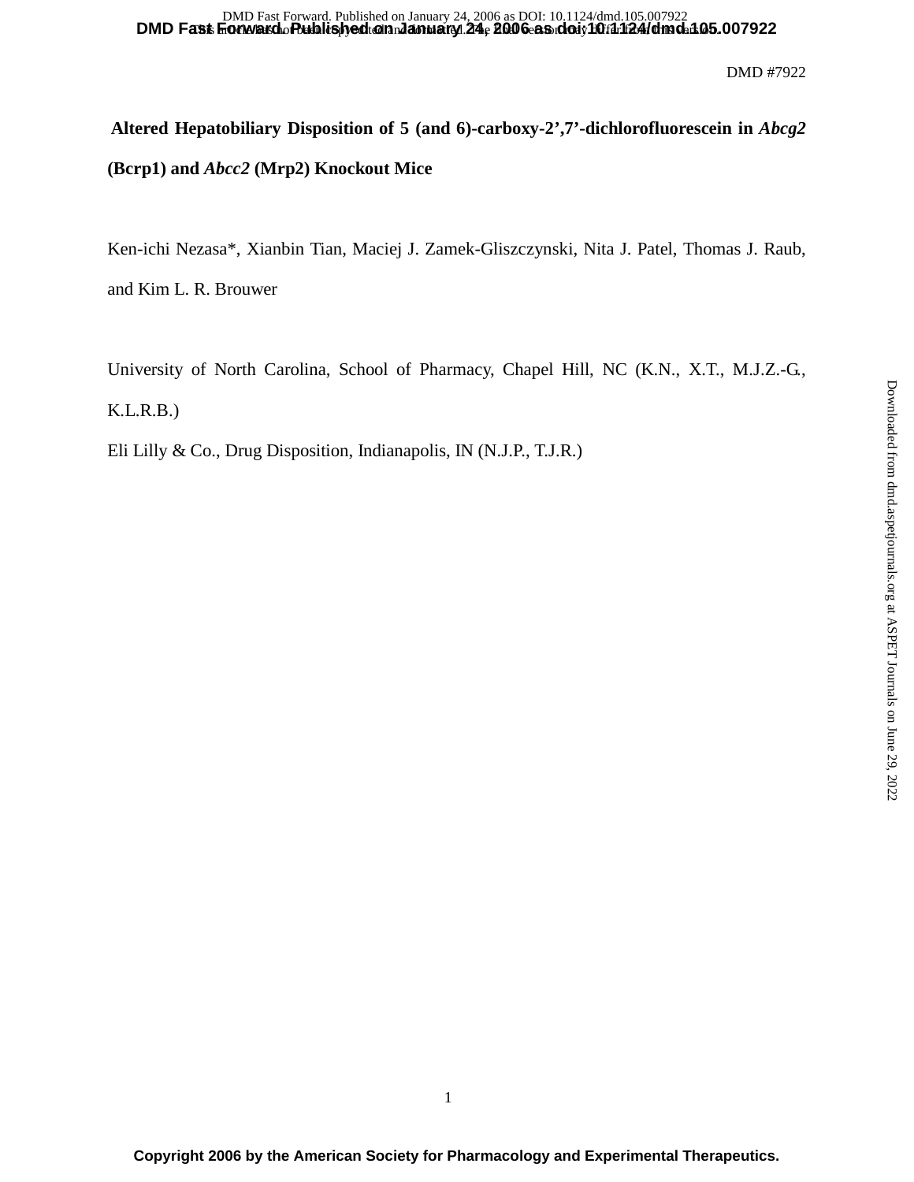# Altered Hepatobiliary Disposition of 5 (and 6)-carboxy-2',7'-dichlorofluorescein in *Abcg2* (Bcrp1) and *Abcc2* (Mrp2) Knockout Mice

Ken-ichi Nezasa*, Xianbin Tian, Maciej J. Zamek-Gliszczynski, Nita J. Patel, Thomas J. Raub, and Kim L. R. Brouwer

University of North Carolina, School of Pharmacy, Chapel Hill, NC (K.N., X.T., M.J.Z.-G., K.L.R.B.)

Eli Lilly & Co., Drug Disposition, Indianapolis, IN (N.J.P., T.J.R.)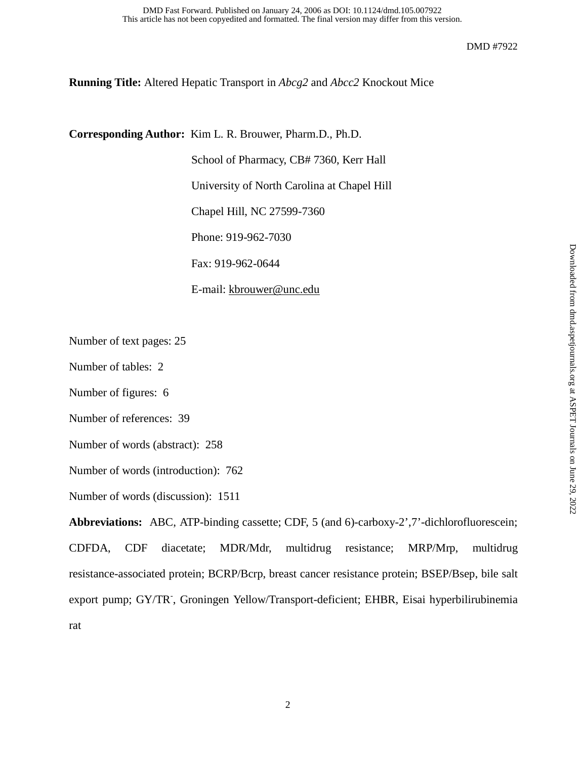**Running Title:** Altered Hepatic Transport in *Abcg2* and *Abcc2* Knockout Mice

**Corresponding Author:** Kim L. R. Brouwer, Pharm.D., Ph.D.

School of Pharmacy, CB# 7360, Kerr Hall

University of North Carolina at Chapel Hill

Chapel Hill, NC 27599-7360

Phone: 919-962-7030

Fax: 919-962-0644

E-mail: kbrouwer@unc.edu

Number of text pages: 25

Number of tables: 2

Number of figures: 6

Number of references: 39

Number of words (abstract): 258

Number of words (introduction): 762

Number of words (discussion): 1511

**Abbreviations:** ABC, ATP-binding cassette; CDF, 5 (and 6)-carboxy-2',7'-dichlorofluorescein; CDFDA, CDF diacetate; MDR/Mdr, multidrug resistance; MRP/Mrp, multidrug resistance-associated protein; BCRP/Bcrp, breast cancer resistance protein; BSEP/Bsep, bile salt export pump; GY/TR$^-$, Groningen Yellow/Transport-deficient; EHBR, Eisai hyperbilirubinemia rat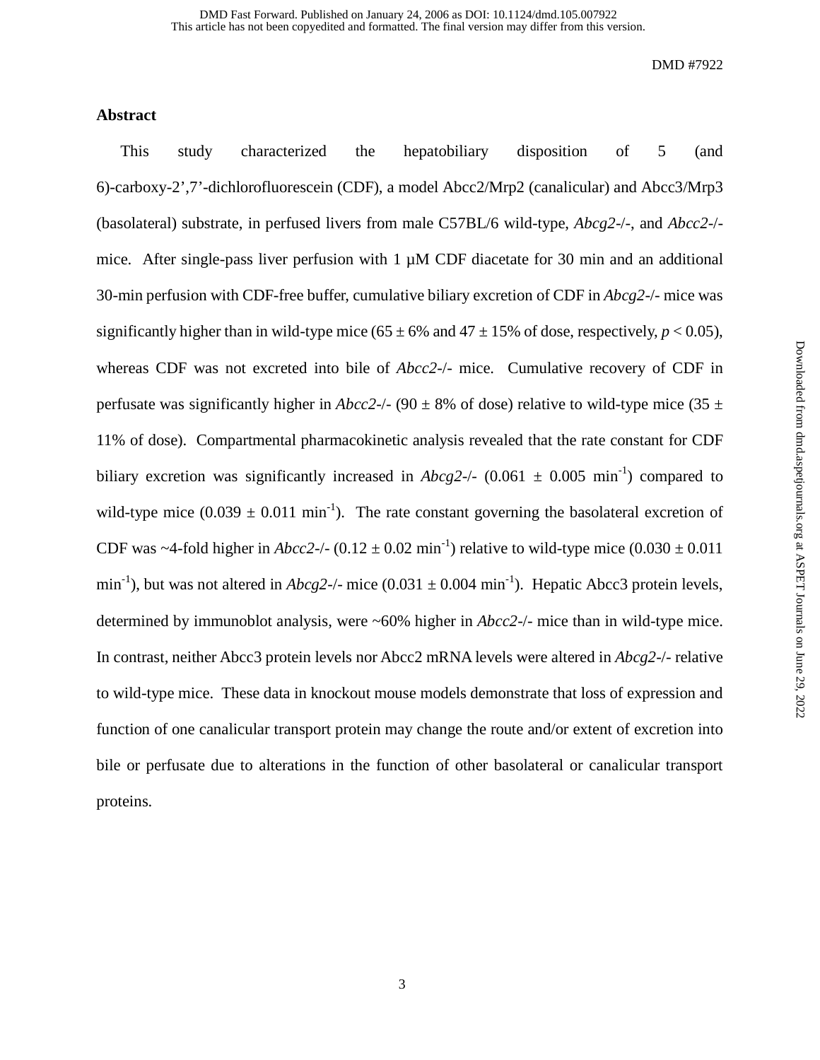## Abstract

This study characterized the hepatobiliary disposition of 5 (and 6)-carboxy-2',7'-dichlorofluorescein (CDF), a model Abcc2/Mrp2 (canalicular) and Abcc3/Mrp3 (basolateral) substrate, in perfused livers from male C57BL/6 wild-type, *Abcg2*-/-, and *Abcc2*-/- mice. After single-pass liver perfusion with 1 μM CDF diacetate for 30 min and an additional 30-min perfusion with CDF-free buffer, cumulative biliary excretion of CDF in *Abcg2*-/- mice was significantly higher than in wild-type mice (65 ± 6% and 47 ± 15% of dose, respectively, $p < 0.05$), whereas CDF was not excreted into bile of *Abcc2*-/- mice. Cumulative recovery of CDF in perfusate was significantly higher in *Abcc2*-/- (90 ± 8% of dose) relative to wild-type mice (35 ± 11% of dose). Compartmental pharmacokinetic analysis revealed that the rate constant for CDF biliary excretion was significantly increased in *Abcg2*-/- (0.061 ± 0.005 $min^{-1}$) compared to wild-type mice (0.039 ± 0.011 $min^{-1}$). The rate constant governing the basolateral excretion of CDF was ~4-fold higher in *Abcc2*-/- (0.12 ± 0.02 $min^{-1}$) relative to wild-type mice (0.030 ± 0.011 $min^{-1}$), but was not altered in *Abcg2*-/- mice (0.031 ± 0.004 $min^{-1}$). Hepatic Abcc3 protein levels, determined by immunoblot analysis, were ~60% higher in *Abcc2*-/- mice than in wild-type mice. In contrast, neither Abcc3 protein levels nor Abcc2 mRNA levels were altered in *Abcg2*-/- relative to wild-type mice. These data in knockout mouse models demonstrate that loss of expression and function of one canalicular transport protein may change the route and/or extent of excretion into bile or perfusate due to alterations in the function of other basolateral or canalicular transport proteins.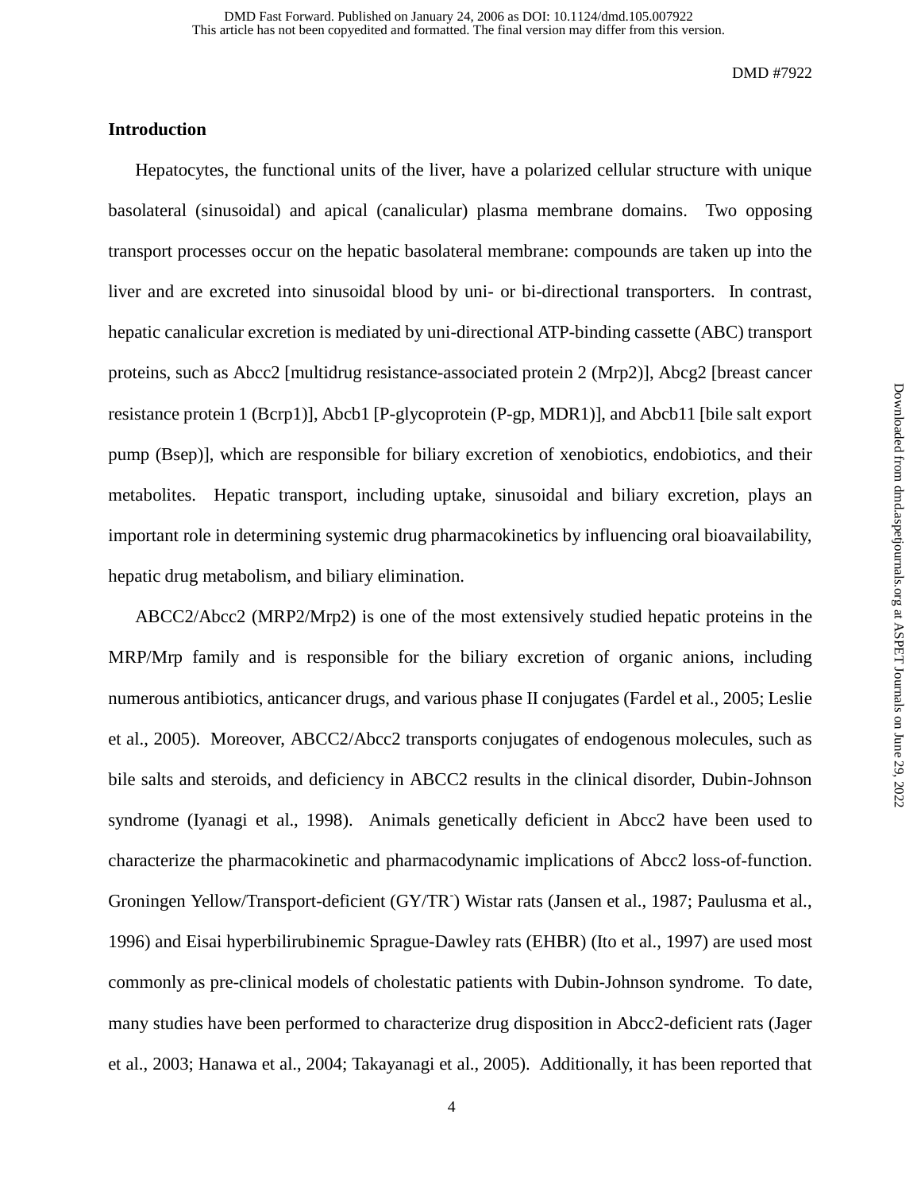## Introduction

Hepatocytes, the functional units of the liver, have a polarized cellular structure with unique basolateral (sinusoidal) and apical (canalicular) plasma membrane domains. Two opposing transport processes occur on the hepatic basolateral membrane: compounds are taken up into the liver and are excreted into sinusoidal blood by uni- or bi-directional transporters. In contrast, hepatic canalicular excretion is mediated by uni-directional ATP-binding cassette (ABC) transport proteins, such as Abcc2 [multidrug resistance-associated protein 2 (Mrp2)], Abcg2 [breast cancer resistance protein 1 (Bcrp1)], Abcb1 [P-glycoprotein (P-gp, MDR1)], and Abcb11 [bile salt export pump (Bsep)], which are responsible for biliary excretion of xenobiotics, endobiotics, and their metabolites. Hepatic transport, including uptake, sinusoidal and biliary excretion, plays an important role in determining systemic drug pharmacokinetics by influencing oral bioavailability, hepatic drug metabolism, and biliary elimination.

ABCC2/Abcc2 (MRP2/Mrp2) is one of the most extensively studied hepatic proteins in the MRP/Mrp family and is responsible for the biliary excretion of organic anions, including numerous antibiotics, anticancer drugs, and various phase II conjugates (Fardel et al., 2005; Leslie et al., 2005). Moreover, ABCC2/Abcc2 transports conjugates of endogenous molecules, such as bile salts and steroids, and deficiency in ABCC2 results in the clinical disorder, Dubin-Johnson syndrome (Iyanagi et al., 1998). Animals genetically deficient in Abcc2 have been used to characterize the pharmacokinetic and pharmacodynamic implications of Abcc2 loss-of-function. Groningen Yellow/Transport-deficient (GY/TR$^-$) Wistar rats (Jansen et al., 1987; Paulusma et al., 1996) and Eisai hyperbilirubinemic Sprague-Dawley rats (EHBR) (Ito et al., 1997) are used most commonly as pre-clinical models of cholestatic patients with Dubin-Johnson syndrome. To date, many studies have been performed to characterize drug disposition in Abcc2-deficient rats (Jager et al., 2003; Hanawa et al., 2004; Takayanagi et al., 2005). Additionally, it has been reported that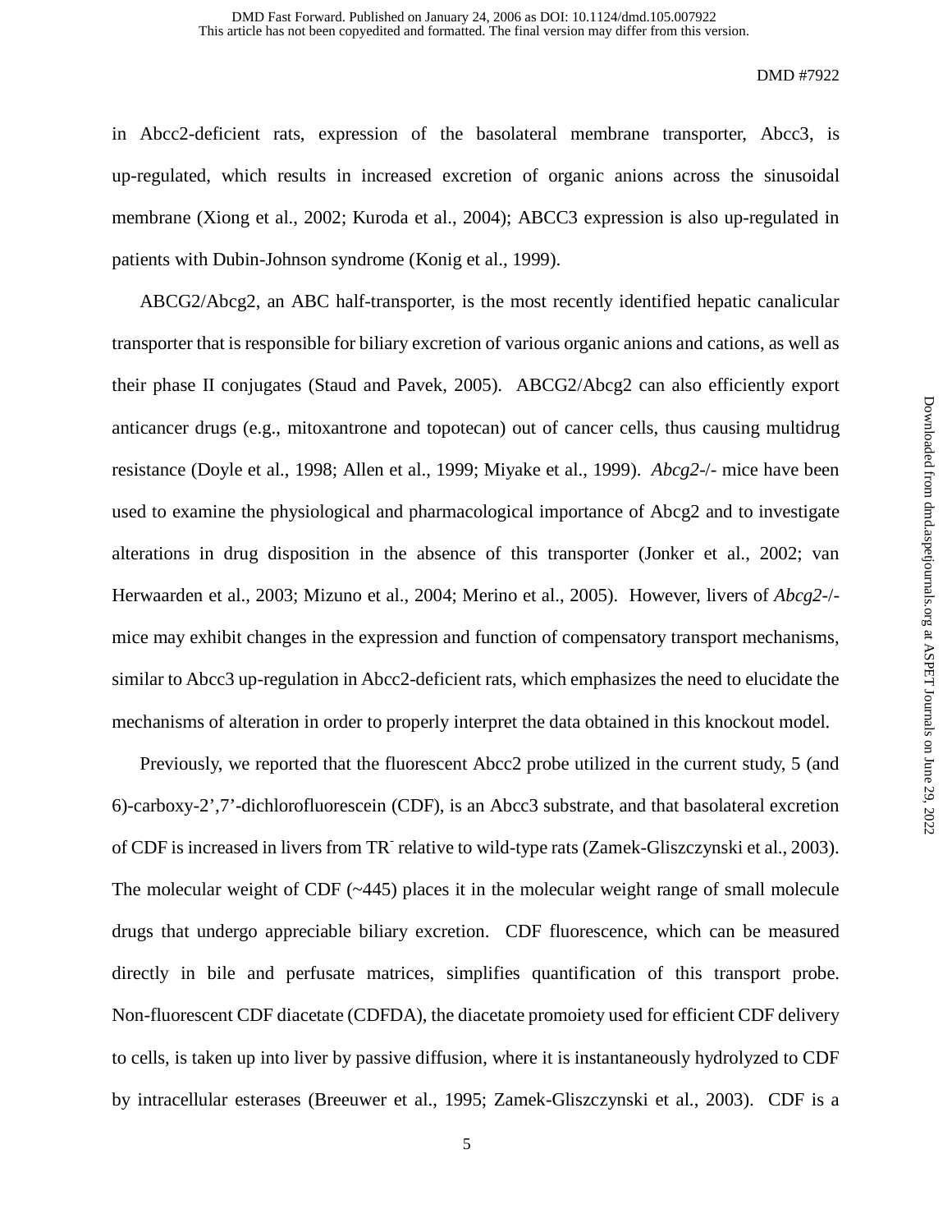in Abcc2-deficient rats, expression of the basolateral membrane transporter, Abcc3, is up-regulated, which results in increased excretion of organic anions across the sinusoidal membrane (Xiong et al., 2002; Kuroda et al., 2004); ABCC3 expression is also up-regulated in patients with Dubin-Johnson syndrome (Konig et al., 1999).

ABCG2/Abcg2, an ABC half-transporter, is the most recently identified hepatic canalicular transporter that is responsible for biliary excretion of various organic anions and cations, as well as their phase II conjugates (Staud and Pavek, 2005). ABCG2/Abcg2 can also efficiently export anticancer drugs (e.g., mitoxantrone and topotecan) out of cancer cells, thus causing multidrug resistance (Doyle et al., 1998; Allen et al., 1999; Miyake et al., 1999). *Abcg2*-/- mice have been used to examine the physiological and pharmacological importance of Abcg2 and to investigate alterations in drug disposition in the absence of this transporter (Jonker et al., 2002; van Herwaarden et al., 2003; Mizuno et al., 2004; Merino et al., 2005). However, livers of *Abcg2*-/- mice may exhibit changes in the expression and function of compensatory transport mechanisms, similar to Abcc3 up-regulation in Abcc2-deficient rats, which emphasizes the need to elucidate the mechanisms of alteration in order to properly interpret the data obtained in this knockout model.

Previously, we reported that the fluorescent Abcc2 probe utilized in the current study, 5 (and 6)-carboxy-2',7'-dichlorofluorescein (CDF), is an Abcc3 substrate, and that basolateral excretion of CDF is increased in livers from $TR^-$ relative to wild-type rats (Zamek-Gliszczynski et al., 2003). The molecular weight of CDF (~445) places it in the molecular weight range of small molecule drugs that undergo appreciable biliary excretion. CDF fluorescence, which can be measured directly in bile and perfusate matrices, simplifies quantification of this transport probe. Non-fluorescent CDF diacetate (CDFDA), the diacetate promoiety used for efficient CDF delivery to cells, is taken up into liver by passive diffusion, where it is instantaneously hydrolyzed to CDF by intracellular esterases (Breeuwer et al., 1995; Zamek-Gliszczynski et al., 2003). CDF is a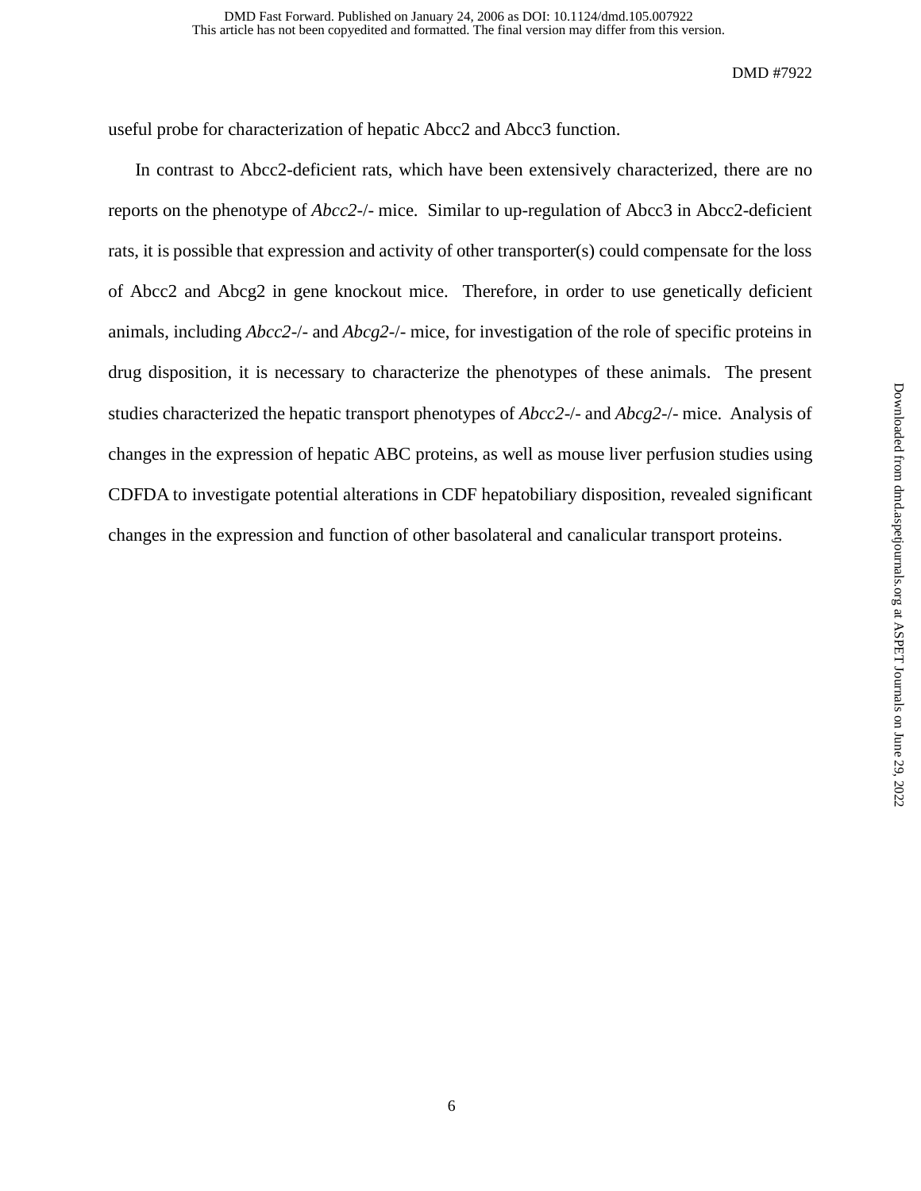useful probe for characterization of hepatic Abcc2 and Abcc3 function.

In contrast to Abcc2-deficient rats, which have been extensively characterized, there are no reports on the phenotype of *Abcc2*-/- mice. Similar to up-regulation of Abcc3 in Abcc2-deficient rats, it is possible that expression and activity of other transporter(s) could compensate for the loss of Abcc2 and Abcg2 in gene knockout mice. Therefore, in order to use genetically deficient animals, including *Abcc2*-/- and *Abcg2*-/- mice, for investigation of the role of specific proteins in drug disposition, it is necessary to characterize the phenotypes of these animals. The present studies characterized the hepatic transport phenotypes of *Abcc2*-/- and *Abcg2*-/- mice. Analysis of changes in the expression of hepatic ABC proteins, as well as mouse liver perfusion studies using CDFDA to investigate potential alterations in CDF hepatobiliary disposition, revealed significant changes in the expression and function of other basolateral and canalicular transport proteins.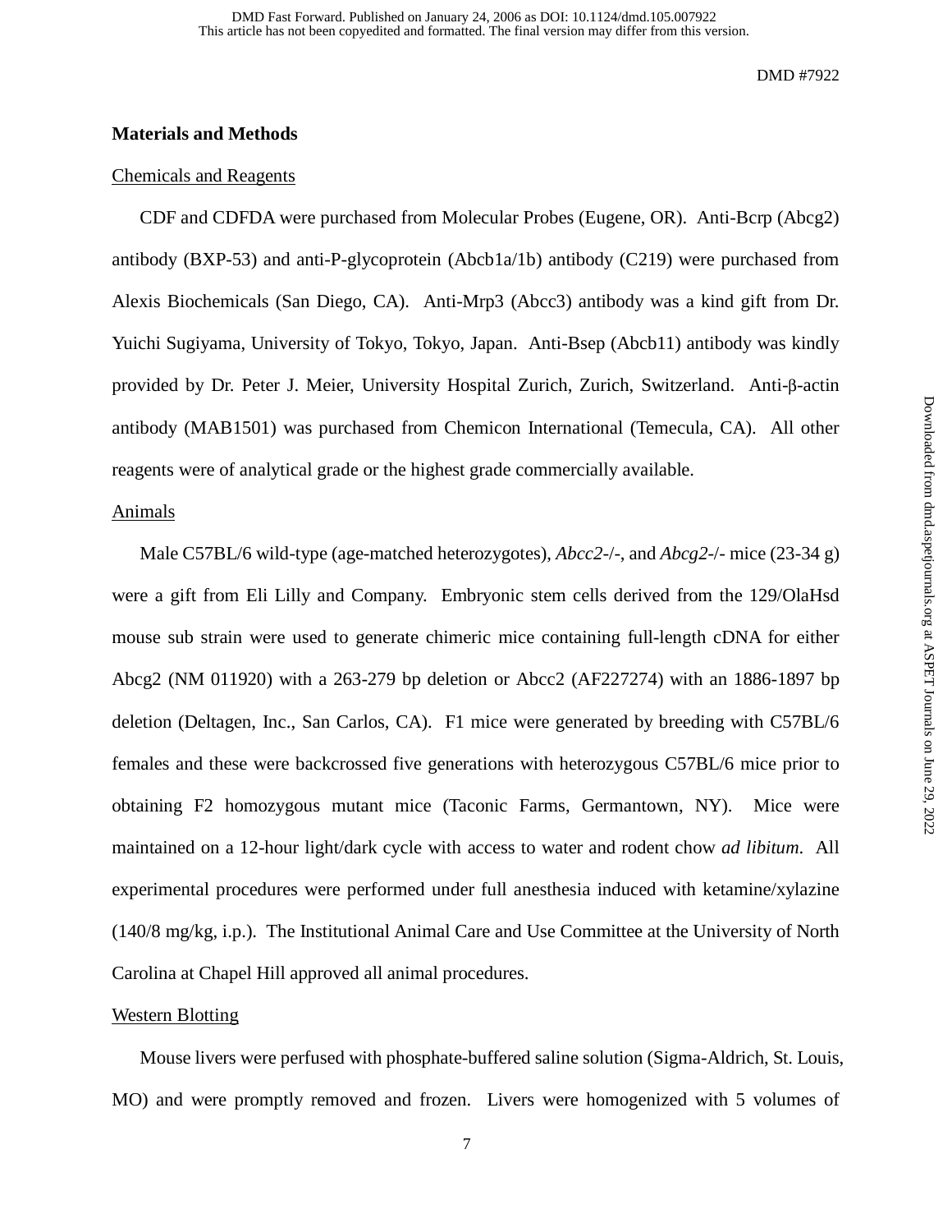## Materials and Methods

Chemicals and Reagents

CDF and CDFDA were purchased from Molecular Probes (Eugene, OR). Anti-Bcrp (Abcg2) antibody (BXP-53) and anti-P-glycoprotein (Abcb1a/1b) antibody (C219) were purchased from Alexis Biochemicals (San Diego, CA). Anti-Mrp3 (Abcc3) antibody was a kind gift from Dr. Yuichi Sugiyama, University of Tokyo, Tokyo, Japan. Anti-Bsep (Abcb11) antibody was kindly provided by Dr. Peter J. Meier, University Hospital Zurich, Zurich, Switzerland. Anti-β-actin antibody (MAB1501) was purchased from Chemicon International (Temecula, CA). All other reagents were of analytical grade or the highest grade commercially available.

Animals

Male C57BL/6 wild-type (age-matched heterozygotes), *Abcc2*-/-, and *Abcg2*-/- mice (23-34 g) were a gift from Eli Lilly and Company. Embryonic stem cells derived from the 129/OlaHsd mouse sub strain were used to generate chimeric mice containing full-length cDNA for either Abcg2 (NM 011920) with a 263-279 bp deletion or Abcc2 (AF227274) with an 1886-1897 bp deletion (Deltagen, Inc., San Carlos, CA). F1 mice were generated by breeding with C57BL/6 females and these were backcrossed five generations with heterozygous C57BL/6 mice prior to obtaining F2 homozygous mutant mice (Taconic Farms, Germantown, NY). Mice were maintained on a 12-hour light/dark cycle with access to water and rodent chow *ad libitum*. All experimental procedures were performed under full anesthesia induced with ketamine/xylazine (140/8 mg/kg, i.p.). The Institutional Animal Care and Use Committee at the University of North Carolina at Chapel Hill approved all animal procedures.

Western Blotting

Mouse livers were perfused with phosphate-buffered saline solution (Sigma-Aldrich, St. Louis, MO) and were promptly removed and frozen. Livers were homogenized with 5 volumes of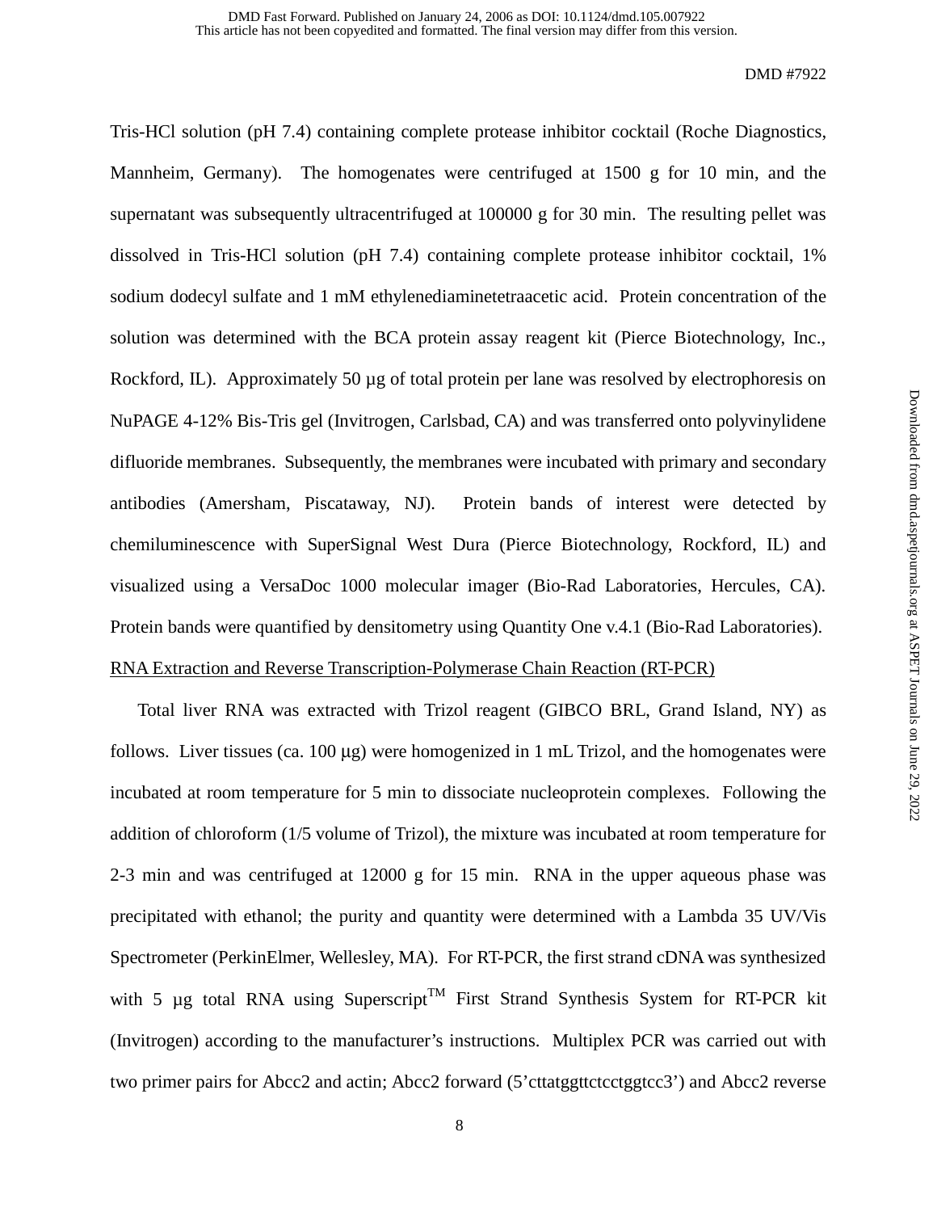Tris-HCl solution (pH 7.4) containing complete protease inhibitor cocktail (Roche Diagnostics, Mannheim, Germany). The homogenates were centrifuged at 1500 g for 10 min, and the supernatant was subsequently ultracentrifuged at 100000 g for 30 min. The resulting pellet was dissolved in Tris-HCl solution (pH 7.4) containing complete protease inhibitor cocktail, 1% sodium dodecyl sulfate and 1 mM ethylenediaminetetraacetic acid. Protein concentration of the solution was determined with the BCA protein assay reagent kit (Pierce Biotechnology, Inc., Rockford, IL). Approximately 50 µg of total protein per lane was resolved by electrophoresis on NuPAGE 4-12% Bis-Tris gel (Invitrogen, Carlsbad, CA) and was transferred onto polyvinylidene difluoride membranes. Subsequently, the membranes were incubated with primary and secondary antibodies (Amersham, Piscataway, NJ). Protein bands of interest were detected by chemiluminescence with SuperSignal West Dura (Pierce Biotechnology, Rockford, IL) and visualized using a VersaDoc 1000 molecular imager (Bio-Rad Laboratories, Hercules, CA). Protein bands were quantified by densitometry using Quantity One v.4.1 (Bio-Rad Laboratories).

RNA Extraction and Reverse Transcription-Polymerase Chain Reaction (RT-PCR)

Total liver RNA was extracted with Trizol reagent (GIBCO BRL, Grand Island, NY) as follows. Liver tissues (ca. 100 µg) were homogenized in 1 mL Trizol, and the homogenates were incubated at room temperature for 5 min to dissociate nucleoprotein complexes. Following the addition of chloroform (1/5 volume of Trizol), the mixture was incubated at room temperature for 2-3 min and was centrifuged at 12000 g for 15 min. RNA in the upper aqueous phase was precipitated with ethanol; the purity and quantity were determined with a Lambda 35 UV/Vis Spectrometer (PerkinElmer, Wellesley, MA). For RT-PCR, the first strand cDNA was synthesized with 5 µg total RNA using Superscript™ First Strand Synthesis System for RT-PCR kit (Invitrogen) according to the manufacturer's instructions. Multiplex PCR was carried out with two primer pairs for Abcc2 and actin; Abcc2 forward (5'cttatggttctcctggtcc3') and Abcc2 reverse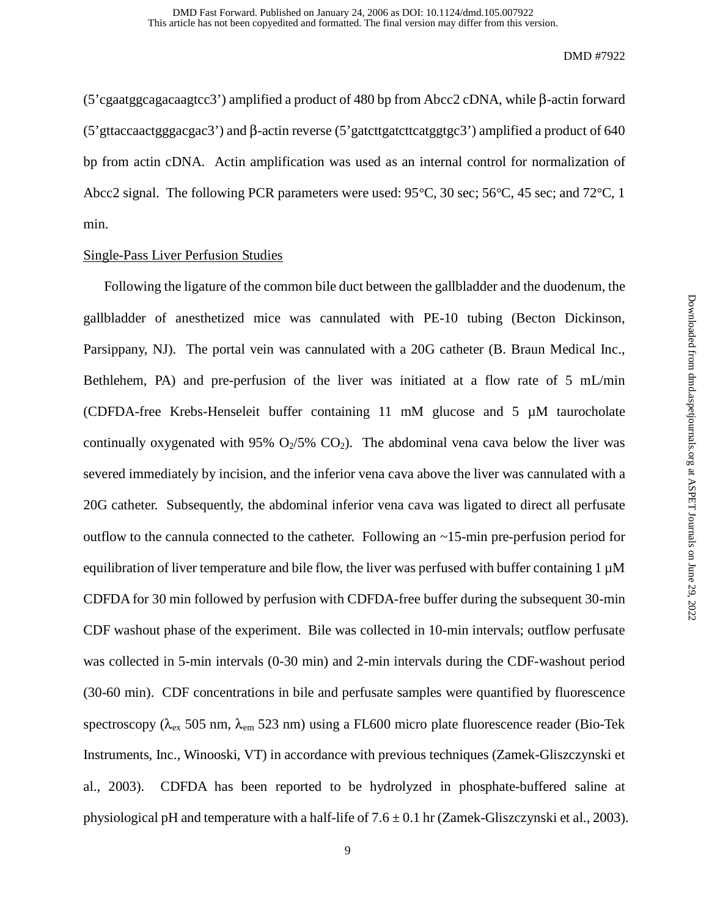(5'cgaatggcagacaagtcc3') amplified a product of 480 bp from Abcc2 cDNA, while β-actin forward (5'gttaccaactgggacgac3') and β-actin reverse (5'gatcttgatcttcatggtgc3') amplified a product of 640 bp from actin cDNA. Actin amplification was used as an internal control for normalization of Abcc2 signal. The following PCR parameters were used: 95°C, 30 sec; 56°C, 45 sec; and 72°C, 1 min.

Single-Pass Liver Perfusion Studies

Following the ligature of the common bile duct between the gallbladder and the duodenum, the gallbladder of anesthetized mice was cannulated with PE-10 tubing (Becton Dickinson, Parsippany, NJ). The portal vein was cannulated with a 20G catheter (B. Braun Medical Inc., Bethlehem, PA) and pre-perfusion of the liver was initiated at a flow rate of 5 mL/min (CDFDA-free Krebs-Henseleit buffer containing 11 mM glucose and 5 μM taurocholate continually oxygenated with 95% $O_2$/5% $CO_2$). The abdominal vena cava below the liver was severed immediately by incision, and the inferior vena cava above the liver was cannulated with a 20G catheter. Subsequently, the abdominal inferior vena cava was ligated to direct all perfusate outflow to the cannula connected to the catheter. Following an ~15-min pre-perfusion period for equilibration of liver temperature and bile flow, the liver was perfused with buffer containing 1 μM CDFDA for 30 min followed by perfusion with CDFDA-free buffer during the subsequent 30-min CDF washout phase of the experiment. Bile was collected in 10-min intervals; outflow perfusate was collected in 5-min intervals (0-30 min) and 2-min intervals during the CDF-washout period (30-60 min). CDF concentrations in bile and perfusate samples were quantified by fluorescence spectroscopy ($\lambda_{ex}$ 505 nm, $\lambda_{em}$ 523 nm) using a FL600 micro plate fluorescence reader (Bio-Tek Instruments, Inc., Winooski, VT) in accordance with previous techniques (Zamek-Gliszczynski et al., 2003). CDFDA has been reported to be hydrolyzed in phosphate-buffered saline at physiological pH and temperature with a half-life of 7.6 ± 0.1 hr (Zamek-Gliszczynski et al., 2003).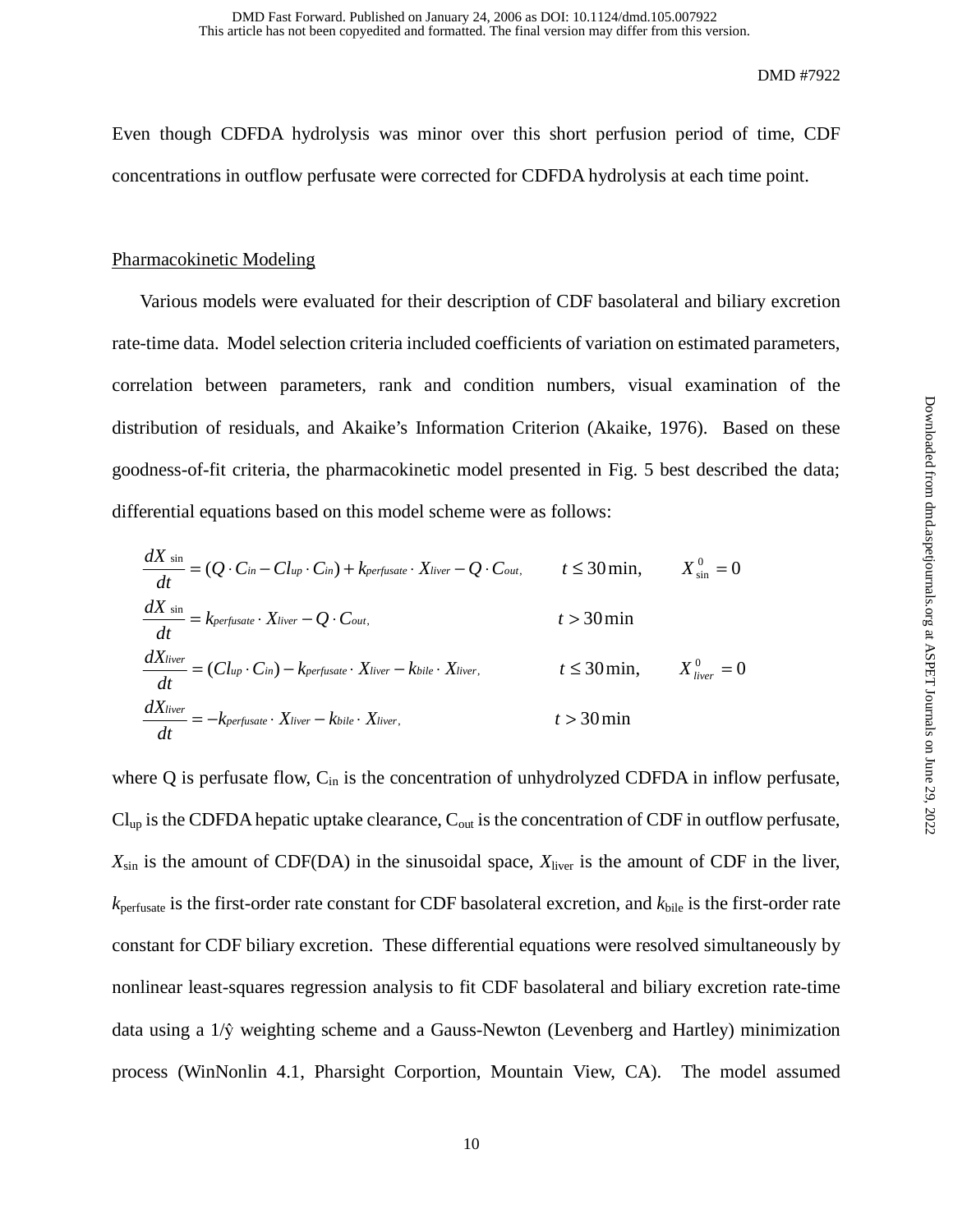Even though CDFDA hydrolysis was minor over this short perfusion period of time, CDF concentrations in outflow perfusate were corrected for CDFDA hydrolysis at each time point.

## Pharmacokinetic Modeling

Various models were evaluated for their description of CDF basolateral and biliary excretion rate-time data. Model selection criteria included coefficients of variation on estimated parameters, correlation between parameters, rank and condition numbers, visual examination of the distribution of residuals, and Akaike's Information Criterion (Akaike, 1976). Based on these goodness-of-fit criteria, the pharmacokinetic model presented in Fig. 5 best described the data; differential equations based on this model scheme were as follows:

$$\frac{dX_{\sin}}{dt} = (Q \cdot C_{in} - Cl_{up} \cdot C_{in}) + k_{perfusate} \cdot X_{liver} - Q \cdot C_{out}, \qquad t \le 30\,\text{min}, \qquad X^{0}_{\sin} = 0$$

$$\frac{dX_{\sin}}{dt} = k_{perfusate} \cdot X_{liver} - Q \cdot C_{out}, \qquad t > 30\,\text{min}$$

$$\frac{dX_{liver}}{dt} = (Cl_{up} \cdot C_{in}) - k_{perfusate} \cdot X_{liver} - k_{bile} \cdot X_{liver}, \qquad t \le 30\,\text{min}, \qquad X^{0}_{liver} = 0$$

$$\frac{dX_{liver}}{dt} = -k_{perfusate} \cdot X_{liver} - k_{bile} \cdot X_{liver}, \qquad t > 30\,\text{min}$$

where Q is perfusate flow, $C_{in}$ is the concentration of unhydrolyzed CDFDA in inflow perfusate, $Cl_{up}$ is the CDFDA hepatic uptake clearance, $C_{out}$ is the concentration of CDF in outflow perfusate, $X_{\sin}$ is the amount of CDF(DA) in the sinusoidal space, $X_{liver}$ is the amount of CDF in the liver, $k_{perfusate}$ is the first-order rate constant for CDF basolateral excretion, and $k_{bile}$ is the first-order rate constant for CDF biliary excretion. These differential equations were resolved simultaneously by nonlinear least-squares regression analysis to fit CDF basolateral and biliary excretion rate-time data using a $1/\hat{y}$ weighting scheme and a Gauss-Newton (Levenberg and Hartley) minimization process (WinNonlin 4.1, Pharsight Corportion, Mountain View, CA). The model assumed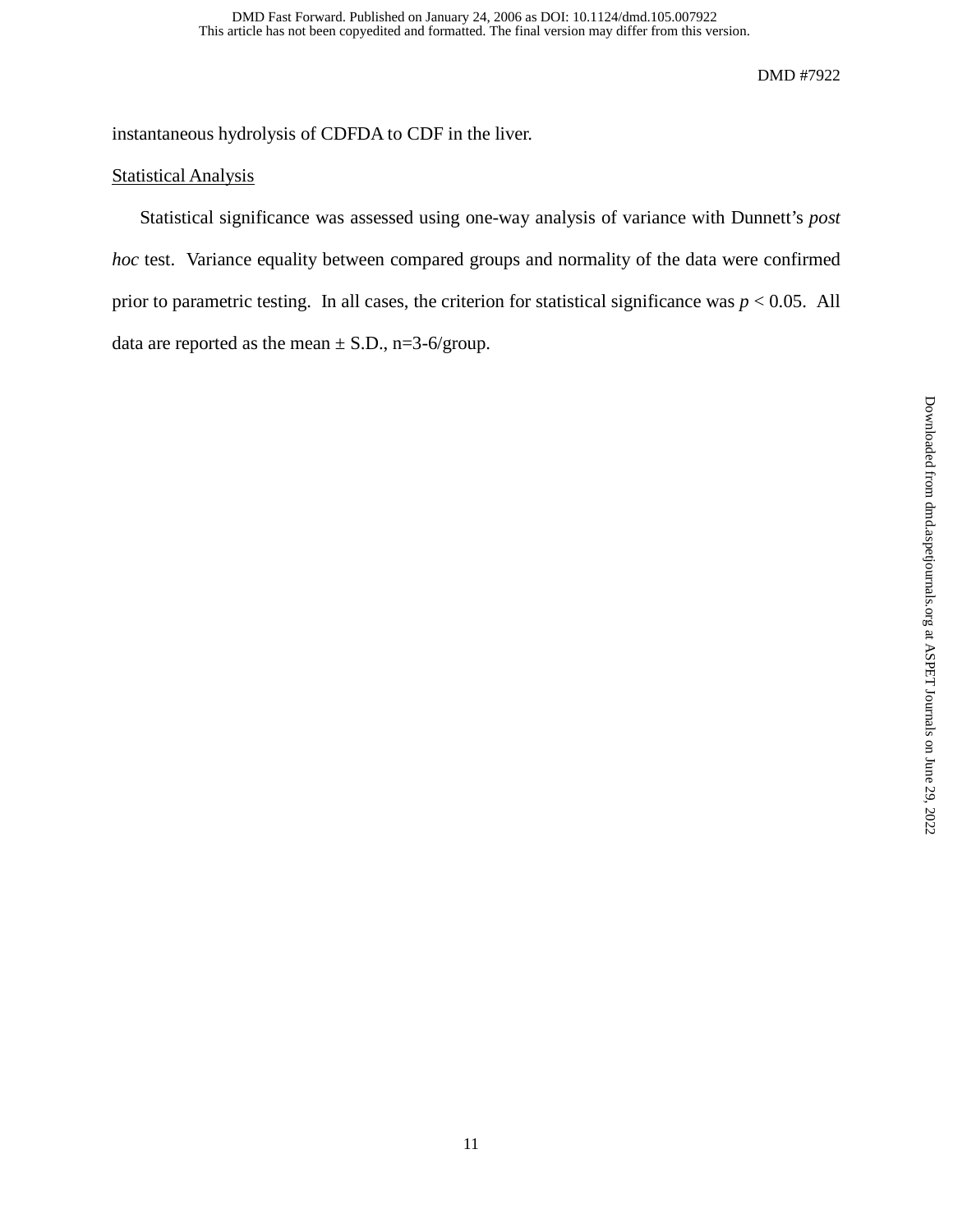instantaneous hydrolysis of CDFDA to CDF in the liver.

Statistical Analysis

Statistical significance was assessed using one-way analysis of variance with Dunnett's *post hoc* test. Variance equality between compared groups and normality of the data were confirmed prior to parametric testing. In all cases, the criterion for statistical significance was $p < 0.05$. All data are reported as the mean ± S.D., n=3-6/group.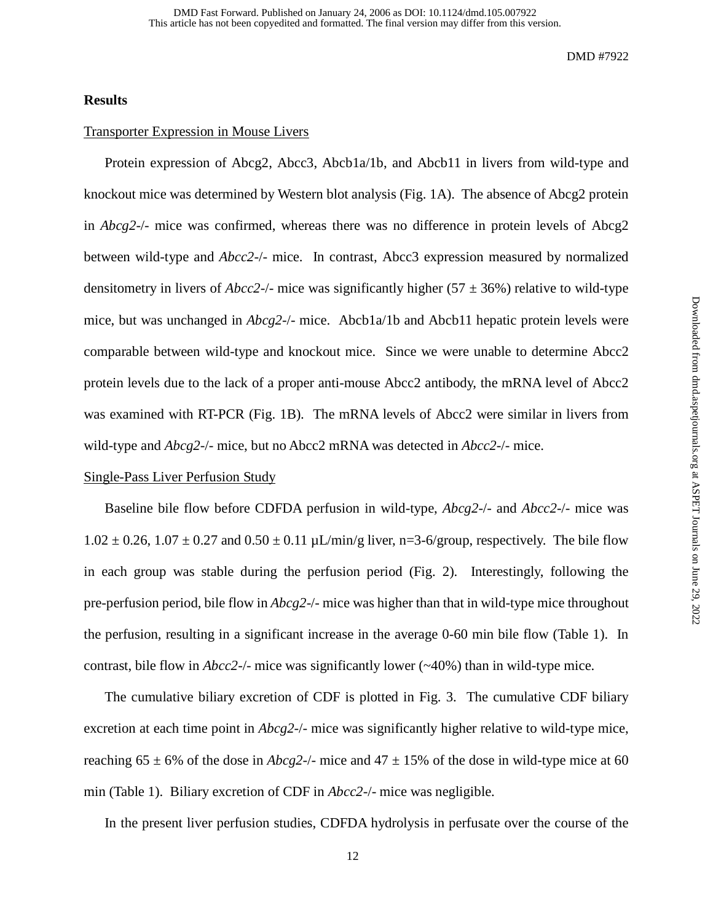## Results

Transporter Expression in Mouse Livers

Protein expression of Abcg2, Abcc3, Abcb1a/1b, and Abcb11 in livers from wild-type and knockout mice was determined by Western blot analysis (Fig. 1A). The absence of Abcg2 protein in *Abcg2*-/- mice was confirmed, whereas there was no difference in protein levels of Abcg2 between wild-type and *Abcc2*-/- mice. In contrast, Abcc3 expression measured by normalized densitometry in livers of *Abcc2*-/- mice was significantly higher (57 ± 36%) relative to wild-type mice, but was unchanged in *Abcg2*-/- mice. Abcb1a/1b and Abcb11 hepatic protein levels were comparable between wild-type and knockout mice. Since we were unable to determine Abcc2 protein levels due to the lack of a proper anti-mouse Abcc2 antibody, the mRNA level of Abcc2 was examined with RT-PCR (Fig. 1B). The mRNA levels of Abcc2 were similar in livers from wild-type and *Abcg2*-/- mice, but no Abcc2 mRNA was detected in *Abcc2*-/- mice.

Single-Pass Liver Perfusion Study

Baseline bile flow before CDFDA perfusion in wild-type, *Abcg2*-/- and *Abcc2*-/- mice was 1.02 ± 0.26, 1.07 ± 0.27 and 0.50 ± 0.11 µL/min/g liver, n=3-6/group, respectively. The bile flow in each group was stable during the perfusion period (Fig. 2). Interestingly, following the pre-perfusion period, bile flow in *Abcg2*-/- mice was higher than that in wild-type mice throughout the perfusion, resulting in a significant increase in the average 0-60 min bile flow (Table 1). In contrast, bile flow in *Abcc2*-/- mice was significantly lower (~40%) than in wild-type mice.

The cumulative biliary excretion of CDF is plotted in Fig. 3. The cumulative CDF biliary excretion at each time point in *Abcg2*-/- mice was significantly higher relative to wild-type mice, reaching 65 ± 6% of the dose in *Abcg2*-/- mice and 47 ± 15% of the dose in wild-type mice at 60 min (Table 1). Biliary excretion of CDF in *Abcc2*-/- mice was negligible.

In the present liver perfusion studies, CDFDA hydrolysis in perfusate over the course of the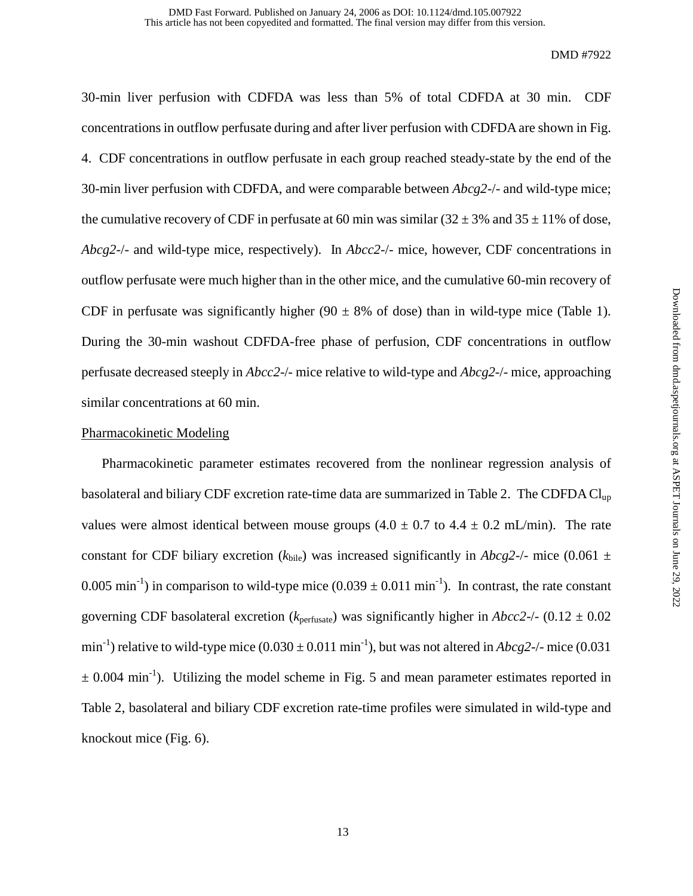30-min liver perfusion with CDFDA was less than 5% of total CDFDA at 30 min. CDF concentrations in outflow perfusate during and after liver perfusion with CDFDA are shown in Fig. 4. CDF concentrations in outflow perfusate in each group reached steady-state by the end of the 30-min liver perfusion with CDFDA, and were comparable between *Abcg2*-/- and wild-type mice; the cumulative recovery of CDF in perfusate at 60 min was similar (32 ± 3% and 35 ± 11% of dose, *Abcg2*-/- and wild-type mice, respectively). In *Abcc2*-/- mice, however, CDF concentrations in outflow perfusate were much higher than in the other mice, and the cumulative 60-min recovery of CDF in perfusate was significantly higher (90 ± 8% of dose) than in wild-type mice (Table 1). During the 30-min washout CDFDA-free phase of perfusion, CDF concentrations in outflow perfusate decreased steeply in *Abcc2*-/- mice relative to wild-type and *Abcg2*-/- mice, approaching similar concentrations at 60 min.

Pharmacokinetic Modeling

Pharmacokinetic parameter estimates recovered from the nonlinear regression analysis of basolateral and biliary CDF excretion rate-time data are summarized in Table 2. The CDFDA $Cl_{up}$ values were almost identical between mouse groups (4.0 ± 0.7 to 4.4 ± 0.2 mL/min). The rate constant for CDF biliary excretion ($k_{bile}$) was increased significantly in *Abcg2*-/- mice (0.061 ± 0.005 $min^{-1}$) in comparison to wild-type mice (0.039 ± 0.011 $min^{-1}$). In contrast, the rate constant governing CDF basolateral excretion ($k_{perfusate}$) was significantly higher in *Abcc2*-/- (0.12 ± 0.02 $min^{-1}$) relative to wild-type mice (0.030 ± 0.011 $min^{-1}$), but was not altered in *Abcg2*-/- mice (0.031 ± 0.004 $min^{-1}$). Utilizing the model scheme in Fig. 5 and mean parameter estimates reported in Table 2, basolateral and biliary CDF excretion rate-time profiles were simulated in wild-type and knockout mice (Fig. 6).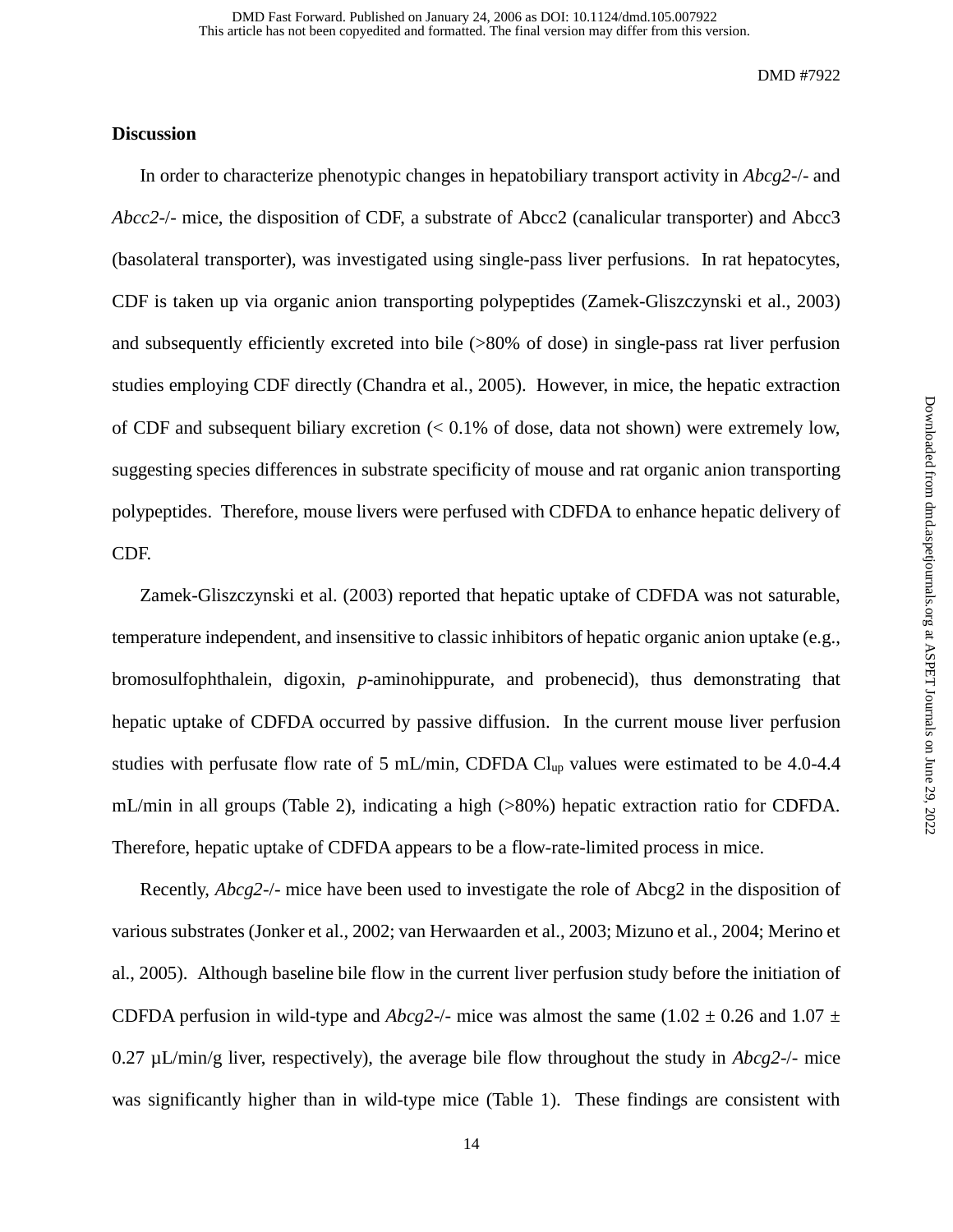## Discussion

In order to characterize phenotypic changes in hepatobiliary transport activity in *Abcg2*-/- and *Abcc2*-/- mice, the disposition of CDF, a substrate of Abcc2 (canalicular transporter) and Abcc3 (basolateral transporter), was investigated using single-pass liver perfusions. In rat hepatocytes, CDF is taken up via organic anion transporting polypeptides (Zamek-Gliszczynski et al., 2003) and subsequently efficiently excreted into bile (>80% of dose) in single-pass rat liver perfusion studies employing CDF directly (Chandra et al., 2005). However, in mice, the hepatic extraction of CDF and subsequent biliary excretion (< 0.1% of dose, data not shown) were extremely low, suggesting species differences in substrate specificity of mouse and rat organic anion transporting polypeptides. Therefore, mouse livers were perfused with CDFDA to enhance hepatic delivery of CDF.

Zamek-Gliszczynski et al. (2003) reported that hepatic uptake of CDFDA was not saturable, temperature independent, and insensitive to classic inhibitors of hepatic organic anion uptake (e.g., bromosulfophthalein, digoxin, *p*-aminohippurate, and probenecid), thus demonstrating that hepatic uptake of CDFDA occurred by passive diffusion. In the current mouse liver perfusion studies with perfusate flow rate of 5 mL/min, CDFDA $Cl_{up}$ values were estimated to be 4.0-4.4 mL/min in all groups (Table 2), indicating a high (>80%) hepatic extraction ratio for CDFDA. Therefore, hepatic uptake of CDFDA appears to be a flow-rate-limited process in mice.

Recently, *Abcg2*-/- mice have been used to investigate the role of Abcg2 in the disposition of various substrates (Jonker et al., 2002; van Herwaarden et al., 2003; Mizuno et al., 2004; Merino et al., 2005). Although baseline bile flow in the current liver perfusion study before the initiation of CDFDA perfusion in wild-type and *Abcg2*-/- mice was almost the same (1.02 ± 0.26 and 1.07 ± 0.27 µL/min/g liver, respectively), the average bile flow throughout the study in *Abcg2*-/- mice was significantly higher than in wild-type mice (Table 1). These findings are consistent with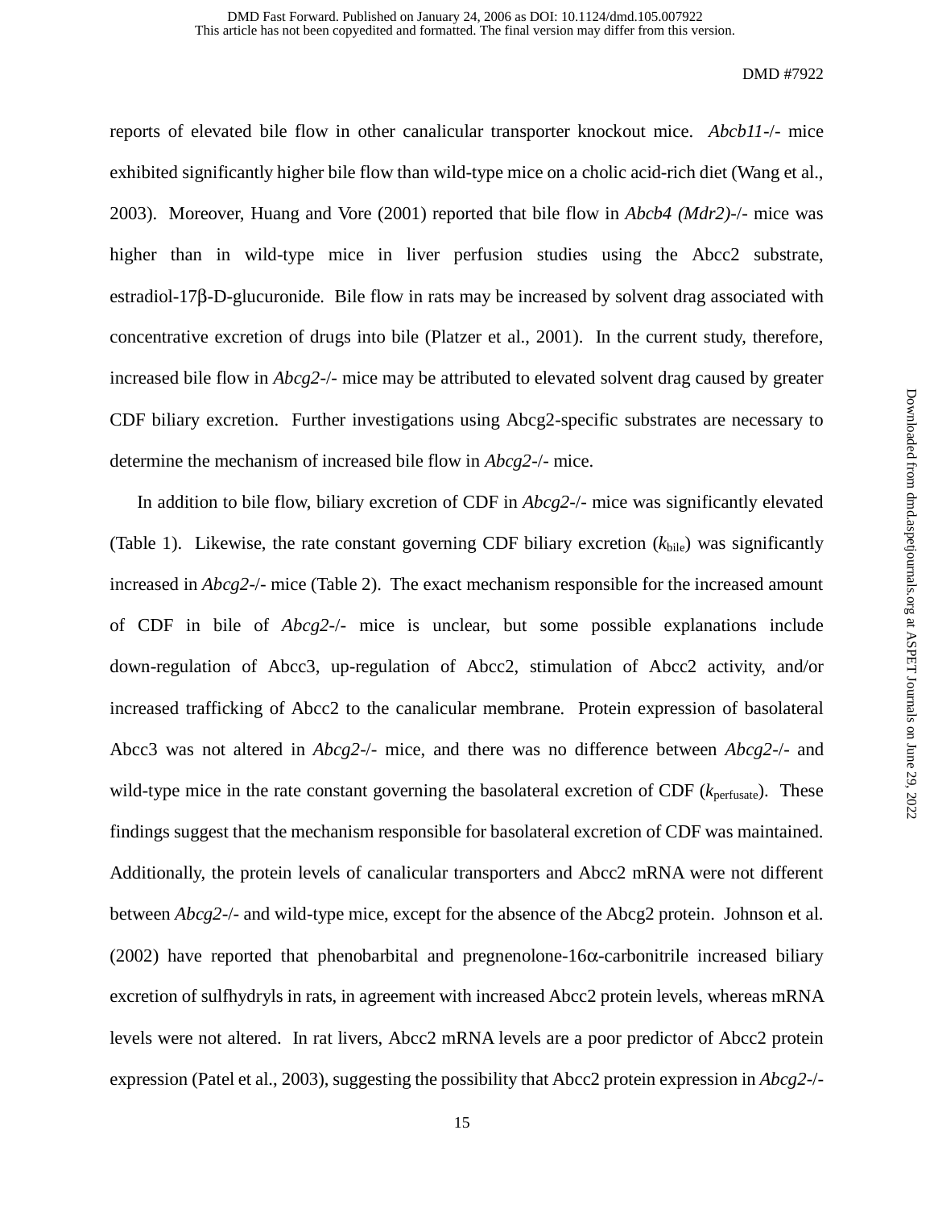reports of elevated bile flow in other canalicular transporter knockout mice. *Abcb11*-/- mice exhibited significantly higher bile flow than wild-type mice on a cholic acid-rich diet (Wang et al., 2003). Moreover, Huang and Vore (2001) reported that bile flow in *Abcb4 (Mdr2)*-/- mice was higher than in wild-type mice in liver perfusion studies using the Abcc2 substrate, estradiol-17β-D-glucuronide. Bile flow in rats may be increased by solvent drag associated with concentrative excretion of drugs into bile (Platzer et al., 2001). In the current study, therefore, increased bile flow in *Abcg2*-/- mice may be attributed to elevated solvent drag caused by greater CDF biliary excretion. Further investigations using Abcg2-specific substrates are necessary to determine the mechanism of increased bile flow in *Abcg2*-/- mice.

In addition to bile flow, biliary excretion of CDF in *Abcg2*-/- mice was significantly elevated (Table 1). Likewise, the rate constant governing CDF biliary excretion ($k_{bile}$) was significantly increased in *Abcg2*-/- mice (Table 2). The exact mechanism responsible for the increased amount of CDF in bile of *Abcg2*-/- mice is unclear, but some possible explanations include down-regulation of Abcc3, up-regulation of Abcc2, stimulation of Abcc2 activity, and/or increased trafficking of Abcc2 to the canalicular membrane. Protein expression of basolateral Abcc3 was not altered in *Abcg2*-/- mice, and there was no difference between *Abcg2*-/- and wild-type mice in the rate constant governing the basolateral excretion of CDF ($k_{perfusate}$). These findings suggest that the mechanism responsible for basolateral excretion of CDF was maintained. Additionally, the protein levels of canalicular transporters and Abcc2 mRNA were not different between *Abcg2*-/- and wild-type mice, except for the absence of the Abcg2 protein. Johnson et al. (2002) have reported that phenobarbital and pregnenolone-16α-carbonitrile increased biliary excretion of sulfhydryls in rats, in agreement with increased Abcc2 protein levels, whereas mRNA levels were not altered. In rat livers, Abcc2 mRNA levels are a poor predictor of Abcc2 protein expression (Patel et al., 2003), suggesting the possibility that Abcc2 protein expression in *Abcg2*-/-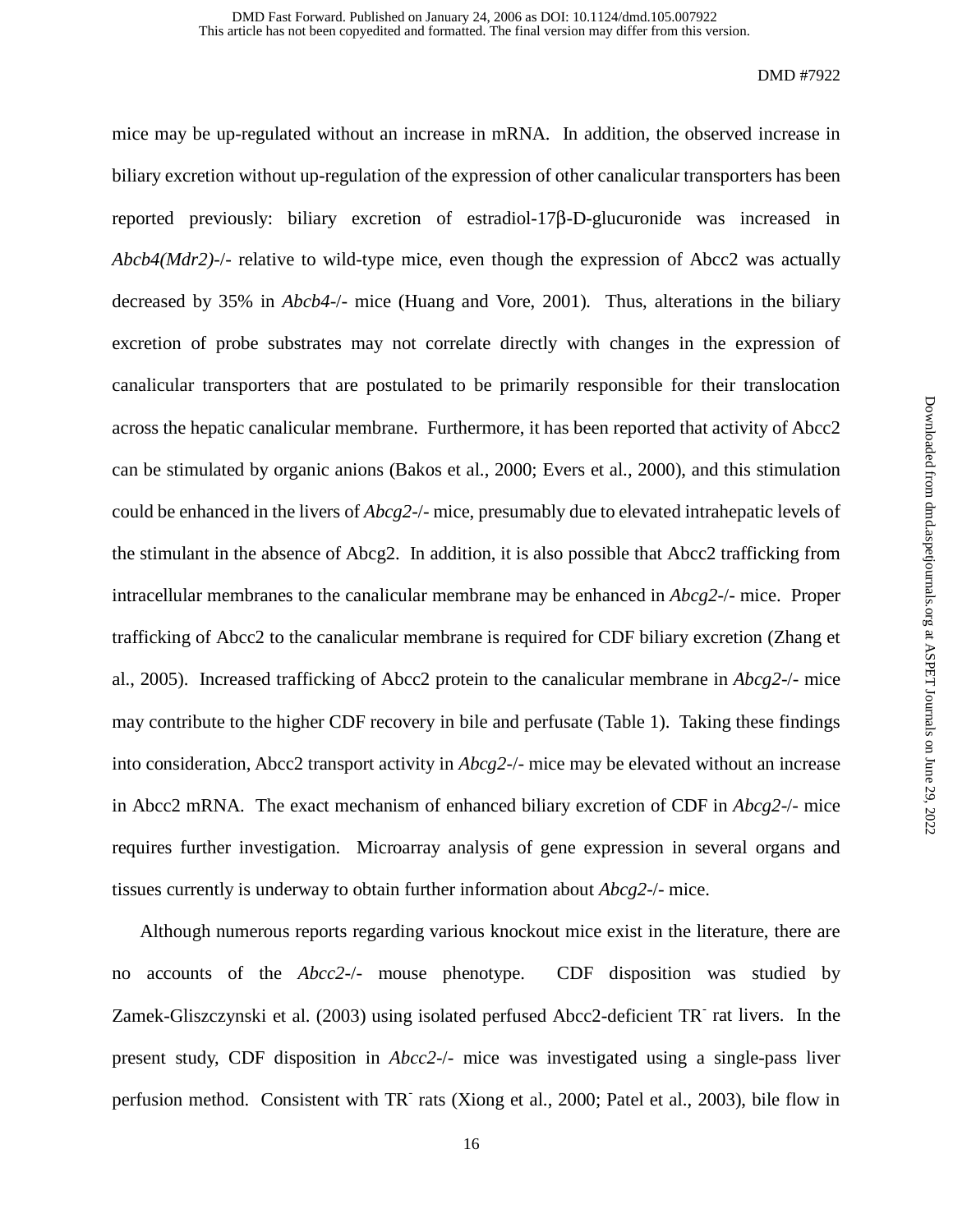mice may be up-regulated without an increase in mRNA.  In addition, the observed increase in biliary excretion without up-regulation of the expression of other canalicular transporters has been reported previously: biliary excretion of estradiol-17β-D-glucuronide was increased in *Abcb4(Mdr2)*-/- relative to wild-type mice, even though the expression of Abcc2 was actually decreased by 35% in *Abcb4*-/- mice (Huang and Vore, 2001).  Thus, alterations in the biliary excretion of probe substrates may not correlate directly with changes in the expression of canalicular transporters that are postulated to be primarily responsible for their translocation across the hepatic canalicular membrane.  Furthermore, it has been reported that activity of Abcc2 can be stimulated by organic anions (Bakos et al., 2000; Evers et al., 2000), and this stimulation could be enhanced in the livers of *Abcg2*-/- mice, presumably due to elevated intrahepatic levels of the stimulant in the absence of Abcg2.  In addition, it is also possible that Abcc2 trafficking from intracellular membranes to the canalicular membrane may be enhanced in *Abcg2*-/- mice.  Proper trafficking of Abcc2 to the canalicular membrane is required for CDF biliary excretion (Zhang et al., 2005).  Increased trafficking of Abcc2 protein to the canalicular membrane in *Abcg2*-/- mice may contribute to the higher CDF recovery in bile and perfusate (Table 1).  Taking these findings into consideration, Abcc2 transport activity in *Abcg2*-/- mice may be elevated without an increase in Abcc2 mRNA.  The exact mechanism of enhanced biliary excretion of CDF in *Abcg2*-/- mice requires further investigation.  Microarray analysis of gene expression in several organs and tissues currently is underway to obtain further information about *Abcg2*-/- mice.

Although numerous reports regarding various knockout mice exist in the literature, there are no accounts of the *Abcc2*-/- mouse phenotype.  CDF disposition was studied by Zamek-Gliszczynski et al. (2003) using isolated perfused Abcc2-deficient $TR^-$ rat livers.  In the present study, CDF disposition in *Abcc2*-/- mice was investigated using a single-pass liver perfusion method.  Consistent with $TR^-$ rats (Xiong et al., 2000; Patel et al., 2003), bile flow in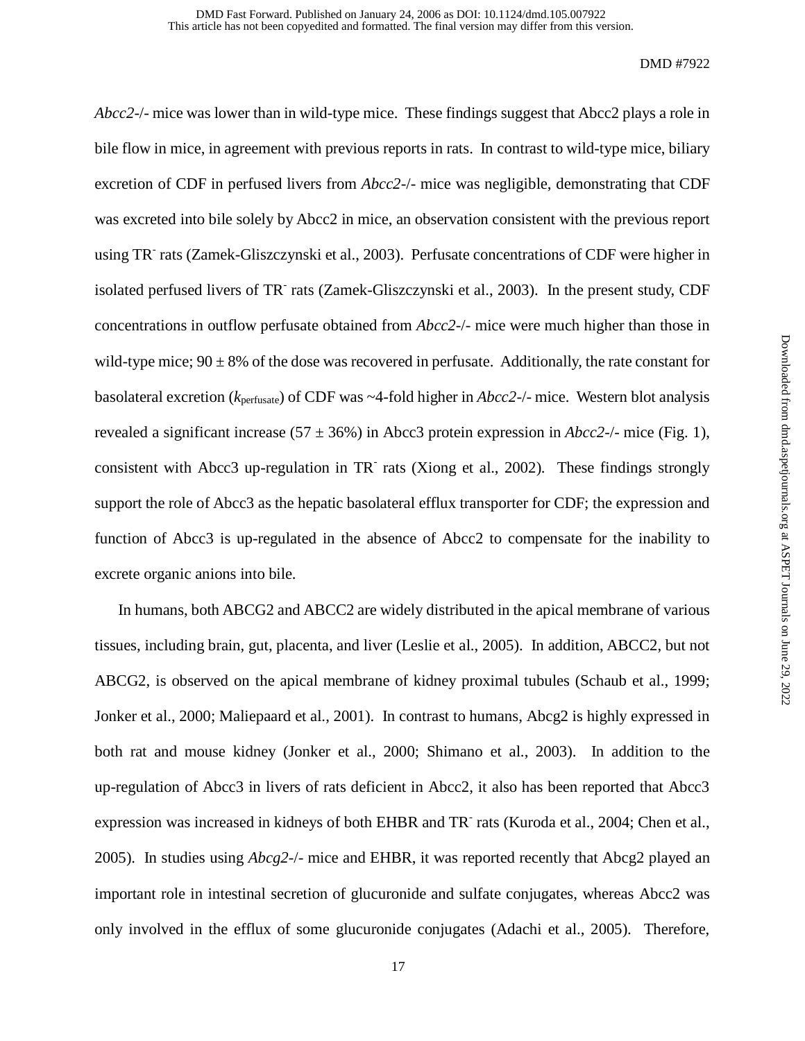*Abcc2*-/- mice was lower than in wild-type mice. These findings suggest that Abcc2 plays a role in bile flow in mice, in agreement with previous reports in rats. In contrast to wild-type mice, biliary excretion of CDF in perfused livers from *Abcc2*-/- mice was negligible, demonstrating that CDF was excreted into bile solely by Abcc2 in mice, an observation consistent with the previous report using $TR^-$ rats (Zamek-Gliszczynski et al., 2003). Perfusate concentrations of CDF were higher in isolated perfused livers of $TR^-$ rats (Zamek-Gliszczynski et al., 2003). In the present study, CDF concentrations in outflow perfusate obtained from *Abcc2*-/- mice were much higher than those in wild-type mice; $90 \pm 8\%$ of the dose was recovered in perfusate. Additionally, the rate constant for basolateral excretion ($k_{perfusate}$) of CDF was ~4-fold higher in *Abcc2*-/- mice. Western blot analysis revealed a significant increase ($57 \pm 36\%$) in Abcc3 protein expression in *Abcc2*-/- mice (Fig. 1), consistent with Abcc3 up-regulation in $TR^-$ rats (Xiong et al., 2002). These findings strongly support the role of Abcc3 as the hepatic basolateral efflux transporter for CDF; the expression and function of Abcc3 is up-regulated in the absence of Abcc2 to compensate for the inability to excrete organic anions into bile.

In humans, both ABCG2 and ABCC2 are widely distributed in the apical membrane of various tissues, including brain, gut, placenta, and liver (Leslie et al., 2005). In addition, ABCC2, but not ABCG2, is observed on the apical membrane of kidney proximal tubules (Schaub et al., 1999; Jonker et al., 2000; Maliepaard et al., 2001). In contrast to humans, Abcg2 is highly expressed in both rat and mouse kidney (Jonker et al., 2000; Shimano et al., 2003). In addition to the up-regulation of Abcc3 in livers of rats deficient in Abcc2, it also has been reported that Abcc3 expression was increased in kidneys of both EHBR and $TR^-$ rats (Kuroda et al., 2004; Chen et al., 2005). In studies using *Abcg2*-/- mice and EHBR, it was reported recently that Abcg2 played an important role in intestinal secretion of glucuronide and sulfate conjugates, whereas Abcc2 was only involved in the efflux of some glucuronide conjugates (Adachi et al., 2005). Therefore,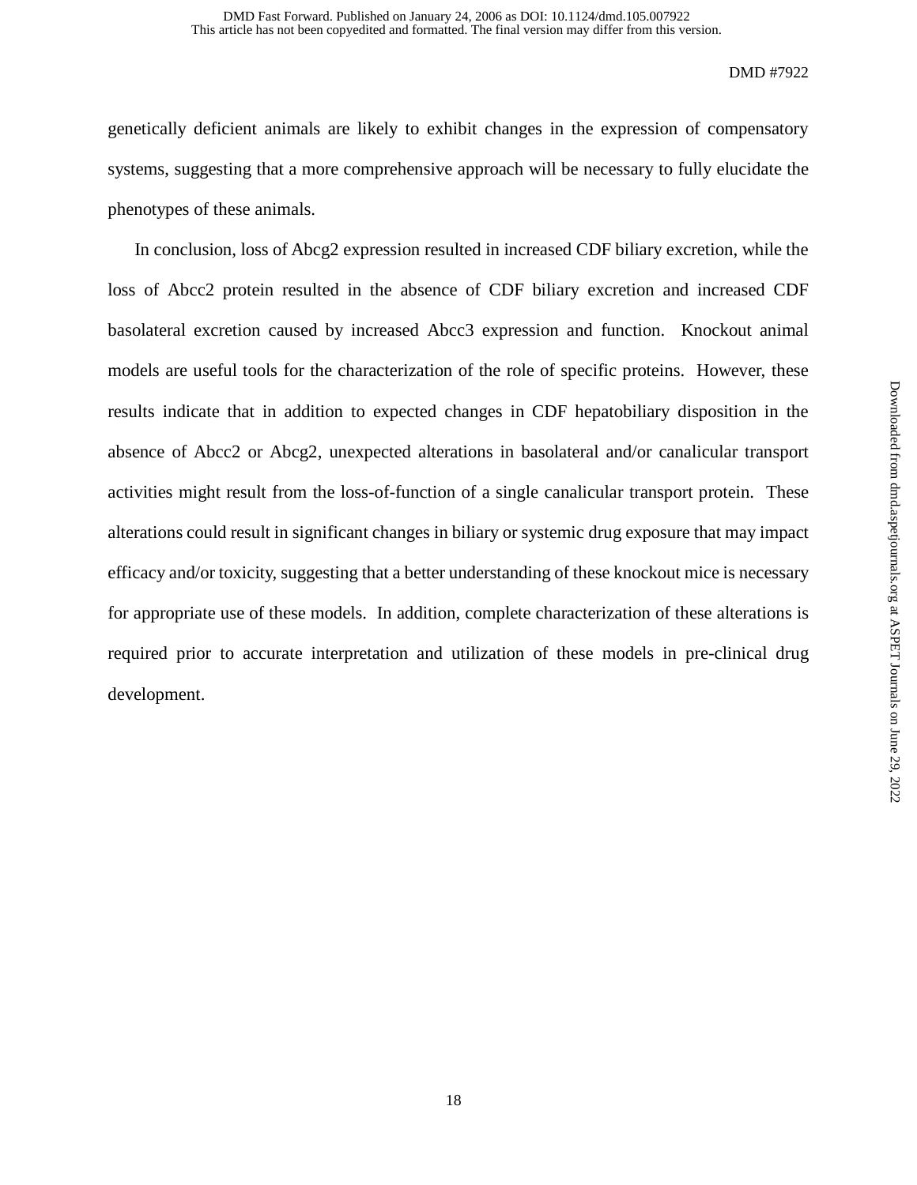genetically deficient animals are likely to exhibit changes in the expression of compensatory systems, suggesting that a more comprehensive approach will be necessary to fully elucidate the phenotypes of these animals.

In conclusion, loss of Abcg2 expression resulted in increased CDF biliary excretion, while the loss of Abcc2 protein resulted in the absence of CDF biliary excretion and increased CDF basolateral excretion caused by increased Abcc3 expression and function. Knockout animal models are useful tools for the characterization of the role of specific proteins. However, these results indicate that in addition to expected changes in CDF hepatobiliary disposition in the absence of Abcc2 or Abcg2, unexpected alterations in basolateral and/or canalicular transport activities might result from the loss-of-function of a single canalicular transport protein. These alterations could result in significant changes in biliary or systemic drug exposure that may impact efficacy and/or toxicity, suggesting that a better understanding of these knockout mice is necessary for appropriate use of these models. In addition, complete characterization of these alterations is required prior to accurate interpretation and utilization of these models in pre-clinical drug development.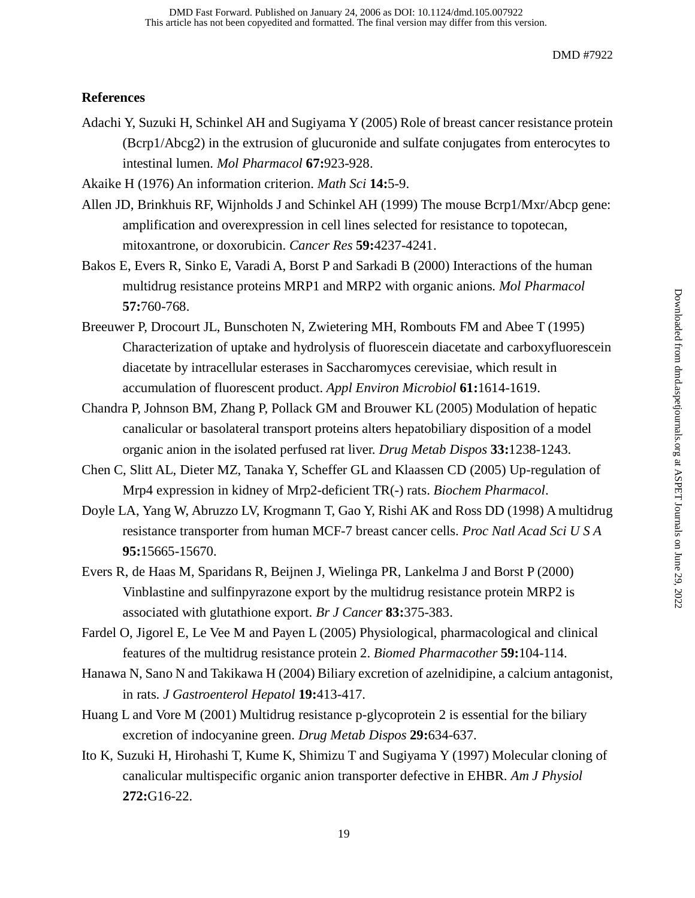## References

Adachi Y, Suzuki H, Schinkel AH and Sugiyama Y (2005) Role of breast cancer resistance protein (Bcrp1/Abcg2) in the extrusion of glucuronide and sulfate conjugates from enterocytes to intestinal lumen. *Mol Pharmacol* **67:**923-928.

Akaike H (1976) An information criterion. *Math Sci* **14:**5-9.

Allen JD, Brinkhuis RF, Wijnholds J and Schinkel AH (1999) The mouse Bcrp1/Mxr/Abcp gene: amplification and overexpression in cell lines selected for resistance to topotecan, mitoxantrone, or doxorubicin. *Cancer Res* **59:**4237-4241.

Bakos E, Evers R, Sinko E, Varadi A, Borst P and Sarkadi B (2000) Interactions of the human multidrug resistance proteins MRP1 and MRP2 with organic anions. *Mol Pharmacol* **57:**760-768.

Breeuwer P, Drocourt JL, Bunschoten N, Zwietering MH, Rombouts FM and Abee T (1995) Characterization of uptake and hydrolysis of fluorescein diacetate and carboxyfluorescein diacetate by intracellular esterases in Saccharomyces cerevisiae, which result in accumulation of fluorescent product. *Appl Environ Microbiol* **61:**1614-1619.

Chandra P, Johnson BM, Zhang P, Pollack GM and Brouwer KL (2005) Modulation of hepatic canalicular or basolateral transport proteins alters hepatobiliary disposition of a model organic anion in the isolated perfused rat liver. *Drug Metab Dispos* **33:**1238-1243.

Chen C, Slitt AL, Dieter MZ, Tanaka Y, Scheffer GL and Klaassen CD (2005) Up-regulation of Mrp4 expression in kidney of Mrp2-deficient TR(-) rats. *Biochem Pharmacol*.

Doyle LA, Yang W, Abruzzo LV, Krogmann T, Gao Y, Rishi AK and Ross DD (1998) A multidrug resistance transporter from human MCF-7 breast cancer cells. *Proc Natl Acad Sci U S A* **95:**15665-15670.

Evers R, de Haas M, Sparidans R, Beijnen J, Wielinga PR, Lankelma J and Borst P (2000) Vinblastine and sulfinpyrazone export by the multidrug resistance protein MRP2 is associated with glutathione export. *Br J Cancer* **83:**375-383.

Fardel O, Jigorel E, Le Vee M and Payen L (2005) Physiological, pharmacological and clinical features of the multidrug resistance protein 2. *Biomed Pharmacother* **59:**104-114.

Hanawa N, Sano N and Takikawa H (2004) Biliary excretion of azelnidipine, a calcium antagonist, in rats. *J Gastroenterol Hepatol* **19:**413-417.

Huang L and Vore M (2001) Multidrug resistance p-glycoprotein 2 is essential for the biliary excretion of indocyanine green. *Drug Metab Dispos* **29:**634-637.

Ito K, Suzuki H, Hirohashi T, Kume K, Shimizu T and Sugiyama Y (1997) Molecular cloning of canalicular multispecific organic anion transporter defective in EHBR. *Am J Physiol* **272:**G16-22.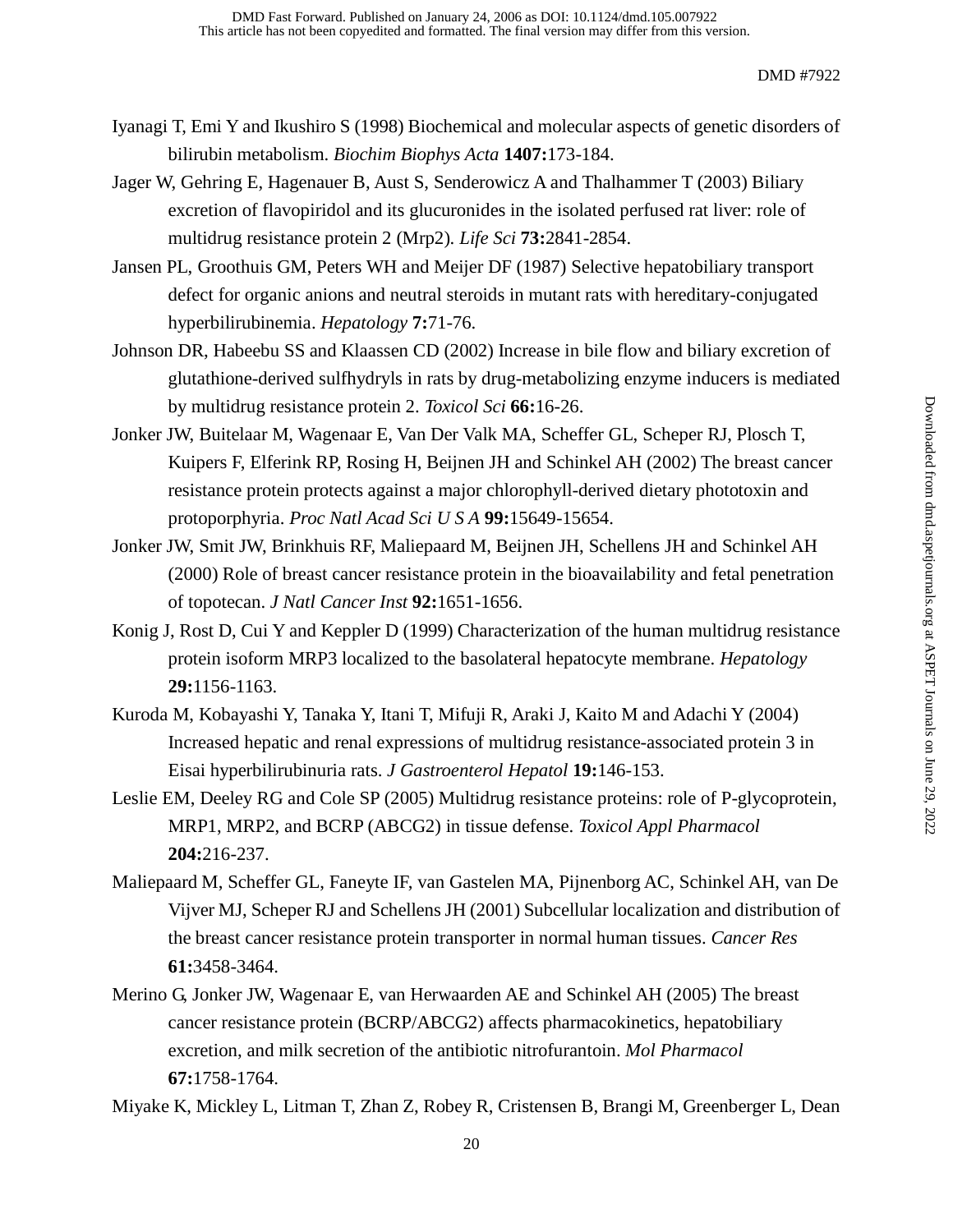Iyanagi T, Emi Y and Ikushiro S (1998) Biochemical and molecular aspects of genetic disorders of bilirubin metabolism. *Biochim Biophys Acta* **1407:**173-184.

Jager W, Gehring E, Hagenauer B, Aust S, Senderowicz A and Thalhammer T (2003) Biliary excretion of flavopiridol and its glucuronides in the isolated perfused rat liver: role of multidrug resistance protein 2 (Mrp2). *Life Sci* **73:**2841-2854.

Jansen PL, Groothuis GM, Peters WH and Meijer DF (1987) Selective hepatobiliary transport defect for organic anions and neutral steroids in mutant rats with hereditary-conjugated hyperbilirubinemia. *Hepatology* **7:**71-76.

Johnson DR, Habeebu SS and Klaassen CD (2002) Increase in bile flow and biliary excretion of glutathione-derived sulfhydryls in rats by drug-metabolizing enzyme inducers is mediated by multidrug resistance protein 2. *Toxicol Sci* **66:**16-26.

Jonker JW, Buitelaar M, Wagenaar E, Van Der Valk MA, Scheffer GL, Scheper RJ, Plosch T, Kuipers F, Elferink RP, Rosing H, Beijnen JH and Schinkel AH (2002) The breast cancer resistance protein protects against a major chlorophyll-derived dietary phototoxin and protoporphyria. *Proc Natl Acad Sci U S A* **99:**15649-15654.

Jonker JW, Smit JW, Brinkhuis RF, Maliepaard M, Beijnen JH, Schellens JH and Schinkel AH (2000) Role of breast cancer resistance protein in the bioavailability and fetal penetration of topotecan. *J Natl Cancer Inst* **92:**1651-1656.

Konig J, Rost D, Cui Y and Keppler D (1999) Characterization of the human multidrug resistance protein isoform MRP3 localized to the basolateral hepatocyte membrane. *Hepatology* **29:**1156-1163.

Kuroda M, Kobayashi Y, Tanaka Y, Itani T, Mifuji R, Araki J, Kaito M and Adachi Y (2004) Increased hepatic and renal expressions of multidrug resistance-associated protein 3 in Eisai hyperbilirubinuria rats. *J Gastroenterol Hepatol* **19:**146-153.

Leslie EM, Deeley RG and Cole SP (2005) Multidrug resistance proteins: role of P-glycoprotein, MRP1, MRP2, and BCRP (ABCG2) in tissue defense. *Toxicol Appl Pharmacol* **204:**216-237.

Maliepaard M, Scheffer GL, Faneyte IF, van Gastelen MA, Pijnenborg AC, Schinkel AH, van De Vijver MJ, Scheper RJ and Schellens JH (2001) Subcellular localization and distribution of the breast cancer resistance protein transporter in normal human tissues. *Cancer Res* **61:**3458-3464.

Merino G, Jonker JW, Wagenaar E, van Herwaarden AE and Schinkel AH (2005) The breast cancer resistance protein (BCRP/ABCG2) affects pharmacokinetics, hepatobiliary excretion, and milk secretion of the antibiotic nitrofurantoin. *Mol Pharmacol* **67:**1758-1764.

Miyake K, Mickley L, Litman T, Zhan Z, Robey R, Cristensen B, Brangi M, Greenberger L, Dean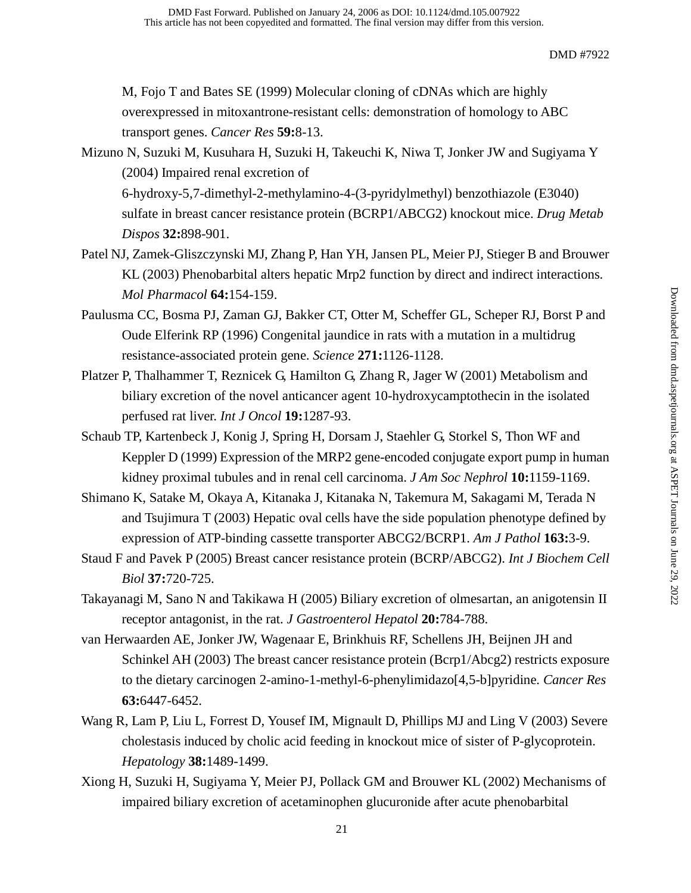M, Fojo T and Bates SE (1999) Molecular cloning of cDNAs which are highly overexpressed in mitoxantrone-resistant cells: demonstration of homology to ABC transport genes. *Cancer Res* **59:**8-13.

Mizuno N, Suzuki M, Kusuhara H, Suzuki H, Takeuchi K, Niwa T, Jonker JW and Sugiyama Y (2004) Impaired renal excretion of 6-hydroxy-5,7-dimethyl-2-methylamino-4-(3-pyridylmethyl) benzothiazole (E3040) sulfate in breast cancer resistance protein (BCRP1/ABCG2) knockout mice. *Drug Metab Dispos* **32:**898-901.

Patel NJ, Zamek-Gliszczynski MJ, Zhang P, Han YH, Jansen PL, Meier PJ, Stieger B and Brouwer KL (2003) Phenobarbital alters hepatic Mrp2 function by direct and indirect interactions. *Mol Pharmacol* **64:**154-159.

Paulusma CC, Bosma PJ, Zaman GJ, Bakker CT, Otter M, Scheffer GL, Scheper RJ, Borst P and Oude Elferink RP (1996) Congenital jaundice in rats with a mutation in a multidrug resistance-associated protein gene. *Science* **271:**1126-1128.

Platzer P, Thalhammer T, Reznicek G, Hamilton G, Zhang R, Jager W (2001) Metabolism and biliary excretion of the novel anticancer agent 10-hydroxycamptothecin in the isolated perfused rat liver. *Int J Oncol* **19:**1287-93.

Schaub TP, Kartenbeck J, Konig J, Spring H, Dorsam J, Staehler G, Storkel S, Thon WF and Keppler D (1999) Expression of the MRP2 gene-encoded conjugate export pump in human kidney proximal tubules and in renal cell carcinoma. *J Am Soc Nephrol* **10:**1159-1169.

Shimano K, Satake M, Okaya A, Kitanaka J, Kitanaka N, Takemura M, Sakagami M, Terada N and Tsujimura T (2003) Hepatic oval cells have the side population phenotype defined by expression of ATP-binding cassette transporter ABCG2/BCRP1. *Am J Pathol* **163:**3-9.

Staud F and Pavek P (2005) Breast cancer resistance protein (BCRP/ABCG2). *Int J Biochem Cell Biol* **37:**720-725.

Takayanagi M, Sano N and Takikawa H (2005) Biliary excretion of olmesartan, an anigotensin II receptor antagonist, in the rat. *J Gastroenterol Hepatol* **20:**784-788.

van Herwaarden AE, Jonker JW, Wagenaar E, Brinkhuis RF, Schellens JH, Beijnen JH and Schinkel AH (2003) The breast cancer resistance protein (Bcrp1/Abcg2) restricts exposure to the dietary carcinogen 2-amino-1-methyl-6-phenylimidazo[4,5-b]pyridine. *Cancer Res* **63:**6447-6452.

Wang R, Lam P, Liu L, Forrest D, Yousef IM, Mignault D, Phillips MJ and Ling V (2003) Severe cholestasis induced by cholic acid feeding in knockout mice of sister of P-glycoprotein. *Hepatology* **38:**1489-1499.

Xiong H, Suzuki H, Sugiyama Y, Meier PJ, Pollack GM and Brouwer KL (2002) Mechanisms of impaired biliary excretion of acetaminophen glucuronide after acute phenobarbital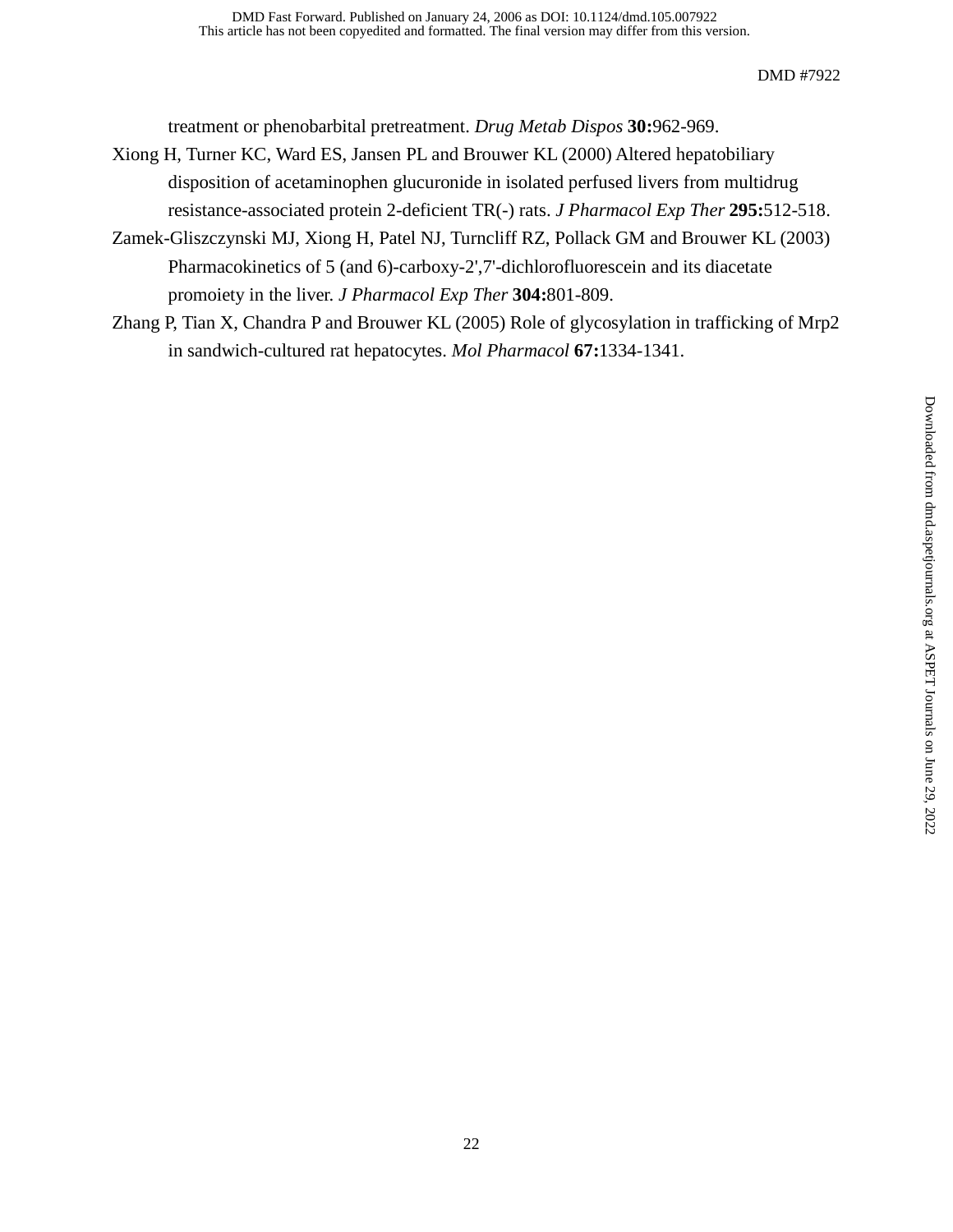treatment or phenobarbital pretreatment. *Drug Metab Dispos* **30:**962-969.

Xiong H, Turner KC, Ward ES, Jansen PL and Brouwer KL (2000) Altered hepatobiliary disposition of acetaminophen glucuronide in isolated perfused livers from multidrug resistance-associated protein 2-deficient TR(-) rats. *J Pharmacol Exp Ther* **295:**512-518.

Zamek-Gliszczynski MJ, Xiong H, Patel NJ, Turncliff RZ, Pollack GM and Brouwer KL (2003) Pharmacokinetics of 5 (and 6)-carboxy-2',7'-dichlorofluorescein and its diacetate promoiety in the liver. *J Pharmacol Exp Ther* **304:**801-809.

Zhang P, Tian X, Chandra P and Brouwer KL (2005) Role of glycosylation in trafficking of Mrp2 in sandwich-cultured rat hepatocytes. *Mol Pharmacol* **67:**1334-1341.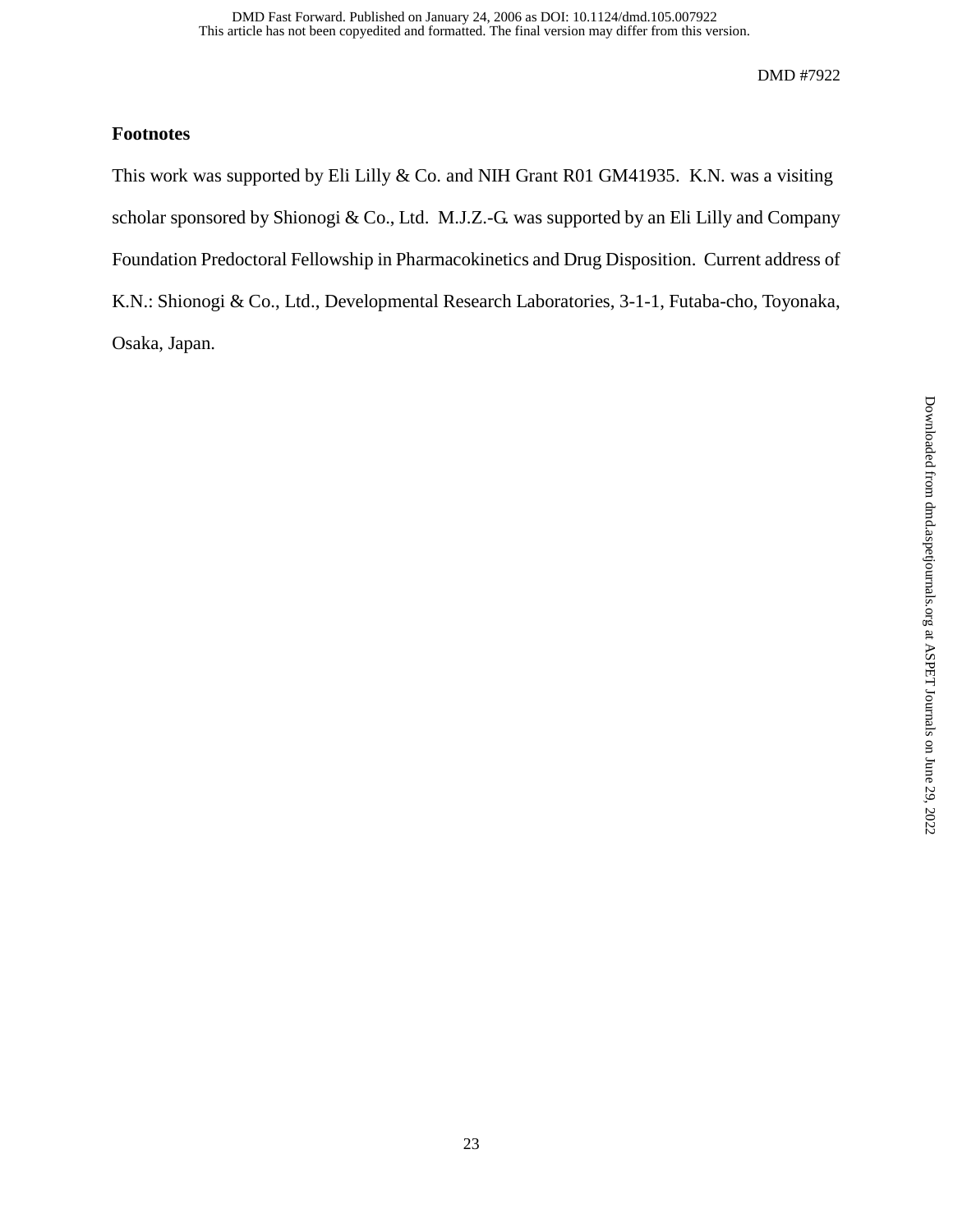## Footnotes

This work was supported by Eli Lilly & Co. and NIH Grant R01 GM41935. K.N. was a visiting scholar sponsored by Shionogi & Co., Ltd. M.J.Z.-G. was supported by an Eli Lilly and Company Foundation Predoctoral Fellowship in Pharmacokinetics and Drug Disposition. Current address of K.N.: Shionogi & Co., Ltd., Developmental Research Laboratories, 3-1-1, Futaba-cho, Toyonaka, Osaka, Japan.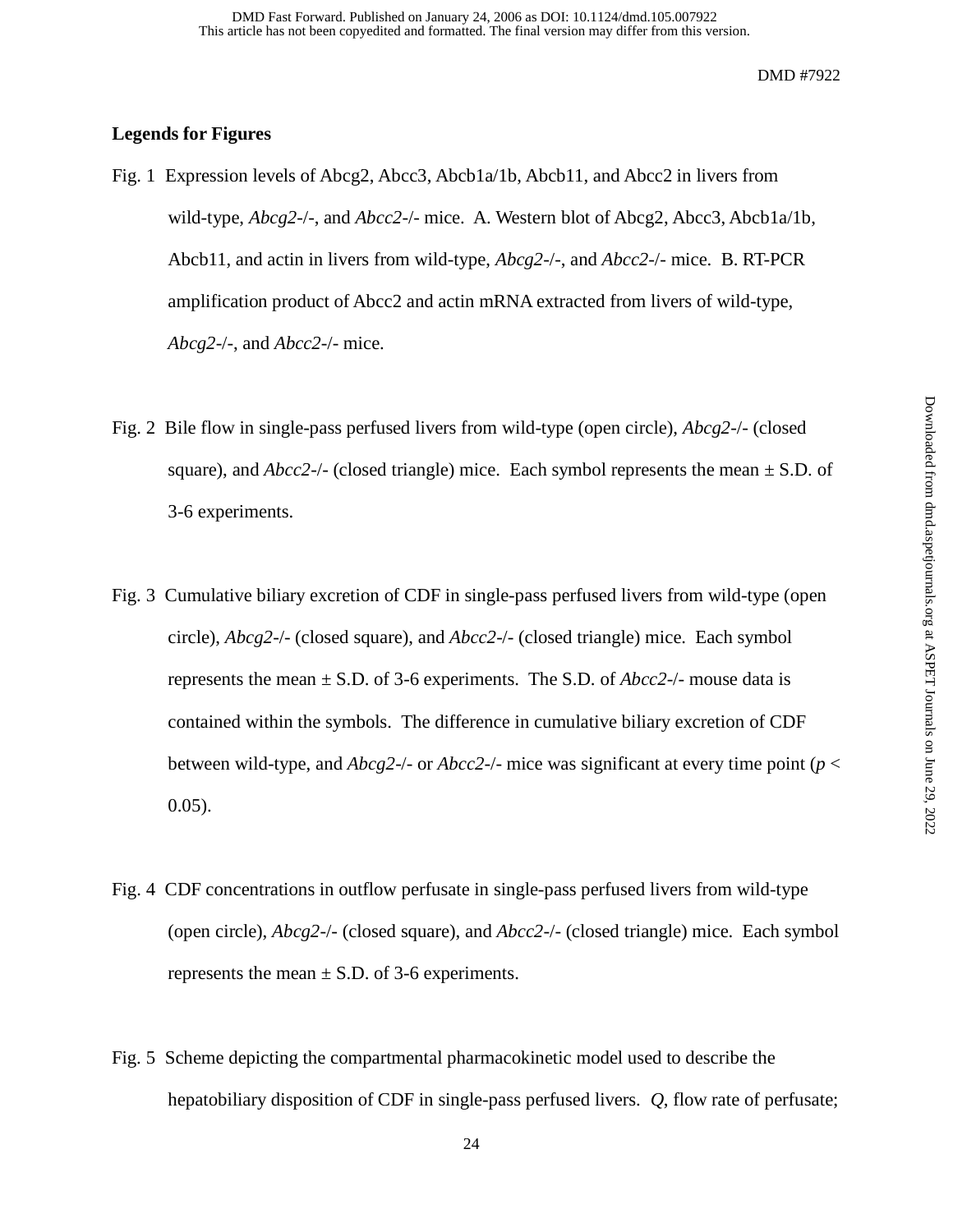**Legends for Figures**

Fig. 1 Expression levels of Abcg2, Abcc3, Abcb1a/1b, Abcb11, and Abcc2 in livers from wild-type, *Abcg2*-/-, and *Abcc2*-/- mice. A. Western blot of Abcg2, Abcc3, Abcb1a/1b, Abcb11, and actin in livers from wild-type, *Abcg2*-/-, and *Abcc2*-/- mice. B. RT-PCR amplification product of Abcc2 and actin mRNA extracted from livers of wild-type, *Abcg2*-/-, and *Abcc2*-/- mice.

Fig. 2 Bile flow in single-pass perfused livers from wild-type (open circle), *Abcg2*-/- (closed square), and *Abcc2*-/- (closed triangle) mice. Each symbol represents the mean ± S.D. of 3-6 experiments.

Fig. 3 Cumulative biliary excretion of CDF in single-pass perfused livers from wild-type (open circle), *Abcg2*-/- (closed square), and *Abcc2*-/- (closed triangle) mice. Each symbol represents the mean ± S.D. of 3-6 experiments. The S.D. of *Abcc2*-/- mouse data is contained within the symbols. The difference in cumulative biliary excretion of CDF between wild-type, and *Abcg2*-/- or *Abcc2*-/- mice was significant at every time point ($p < 0.05$).

Fig. 4 CDF concentrations in outflow perfusate in single-pass perfused livers from wild-type (open circle), *Abcg2*-/- (closed square), and *Abcc2*-/- (closed triangle) mice. Each symbol represents the mean ± S.D. of 3-6 experiments.

Fig. 5 Scheme depicting the compartmental pharmacokinetic model used to describe the hepatobiliary disposition of CDF in single-pass perfused livers. $Q$, flow rate of perfusate;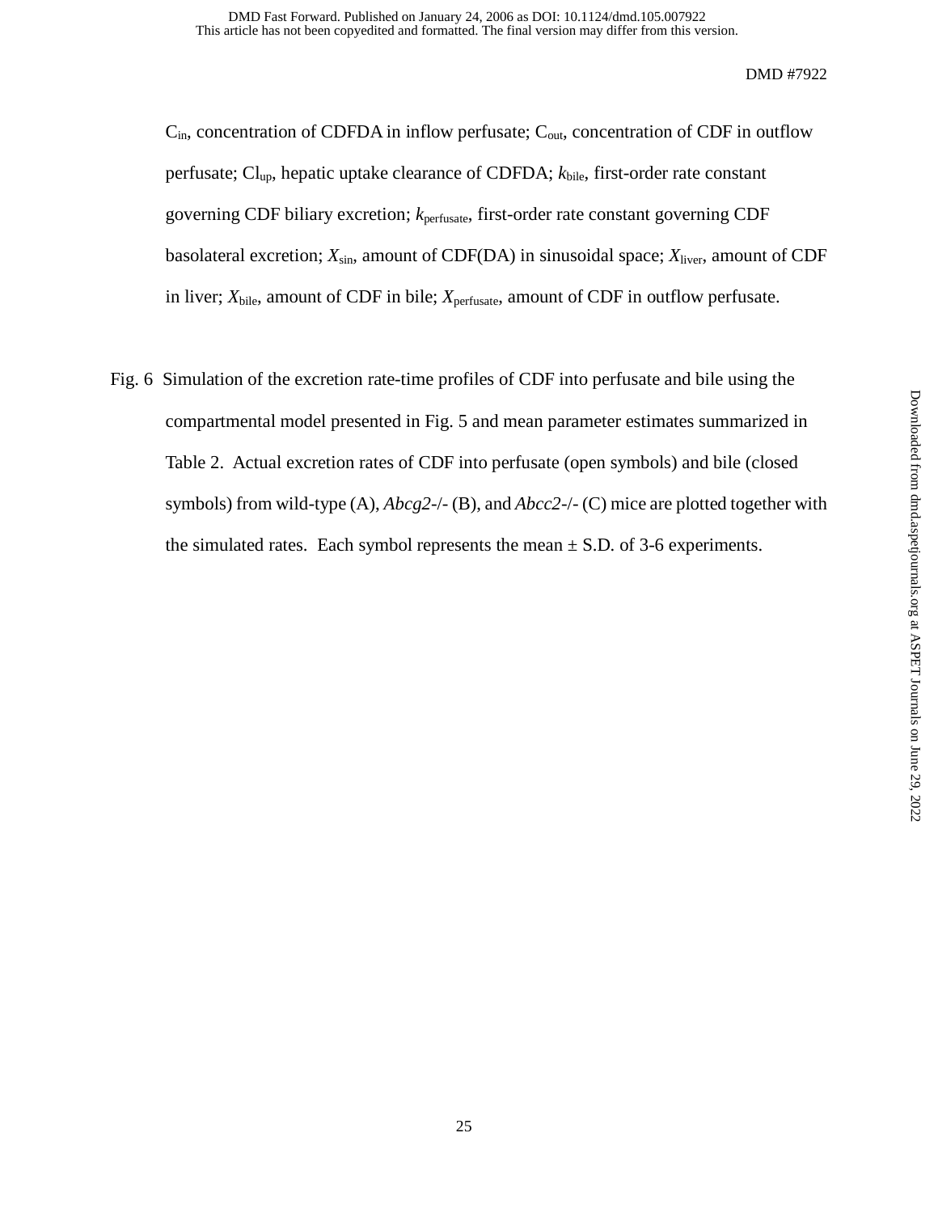$C_{in}$, concentration of CDFDA in inflow perfusate; $C_{out}$, concentration of CDF in outflow perfusate; $Cl_{up}$, hepatic uptake clearance of CDFDA; $k_{bile}$, first-order rate constant governing CDF biliary excretion; $k_{perfusate}$, first-order rate constant governing CDF basolateral excretion; $X_{sin}$, amount of CDF(DA) in sinusoidal space; $X_{liver}$, amount of CDF in liver; $X_{bile}$, amount of CDF in bile; $X_{perfusate}$, amount of CDF in outflow perfusate.

Fig. 6 Simulation of the excretion rate-time profiles of CDF into perfusate and bile using the compartmental model presented in Fig. 5 and mean parameter estimates summarized in Table 2. Actual excretion rates of CDF into perfusate (open symbols) and bile (closed symbols) from wild-type (A), *Abcg2*-/- (B), and *Abcc2*-/- (C) mice are plotted together with the simulated rates. Each symbol represents the mean ± S.D. of 3-6 experiments.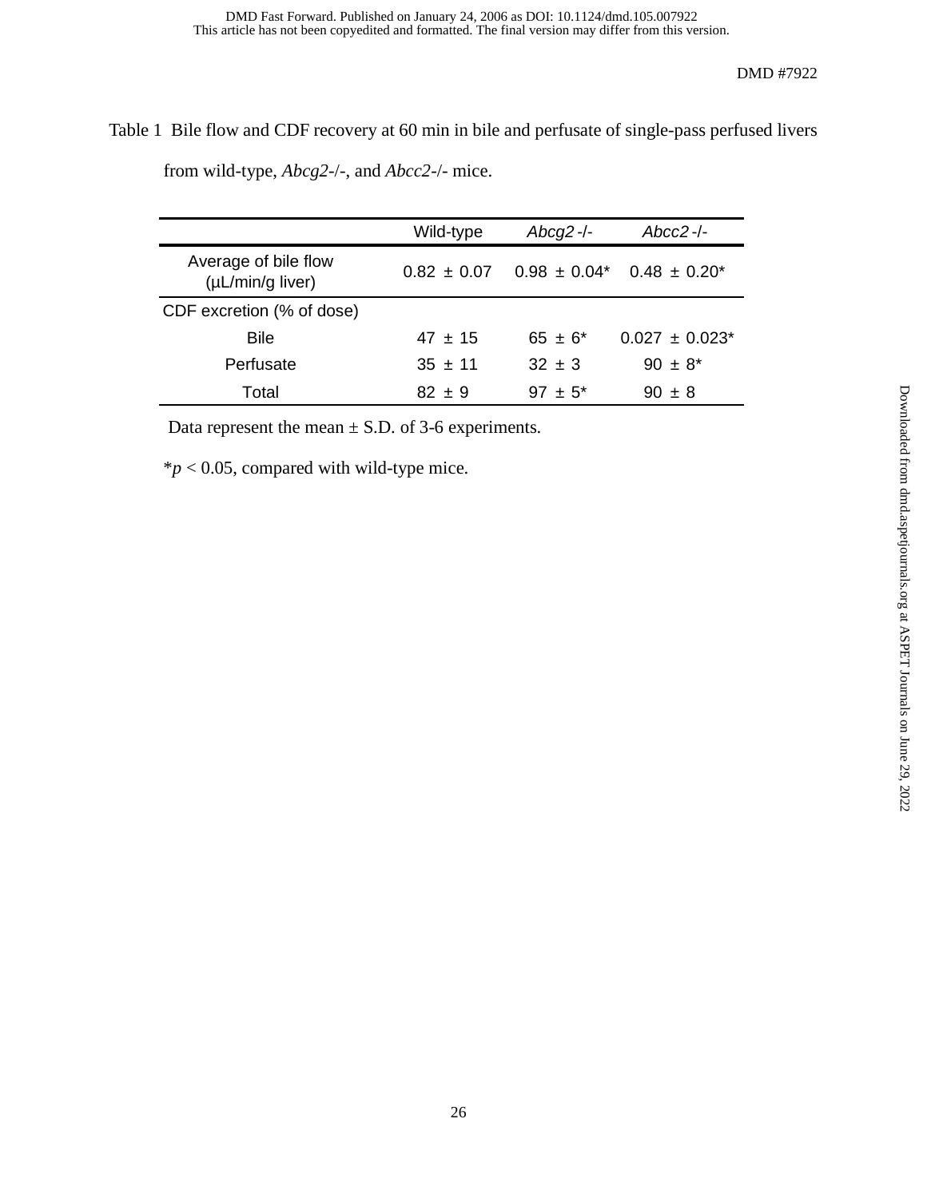Table 1 Bile flow and CDF recovery at 60 min in bile and perfusate of single-pass perfused livers from wild-type, *Abcg2*-/-, and *Abcc2*-/- mice.

| | Wild-type | *Abcg2* -/- | *Abcc2* -/- |
|---|---|---|---|
| Average of bile flow (μL/min/g liver) | 0.82 ± 0.07 | 0.98 ± 0.04* | 0.48 ± 0.20* |
| CDF excretion (% of dose) | | | |
| Bile | 47 ± 15 | 65 ± 6* | 0.027 ± 0.023* |
| Perfusate | 35 ± 11 | 32 ± 3 | 90 ± 8* |
| Total | 82 ± 9 | 97 ± 5* | 90 ± 8 |

Data represent the mean ± S.D. of 3-6 experiments.

*$p < 0.05$, compared with wild-type mice.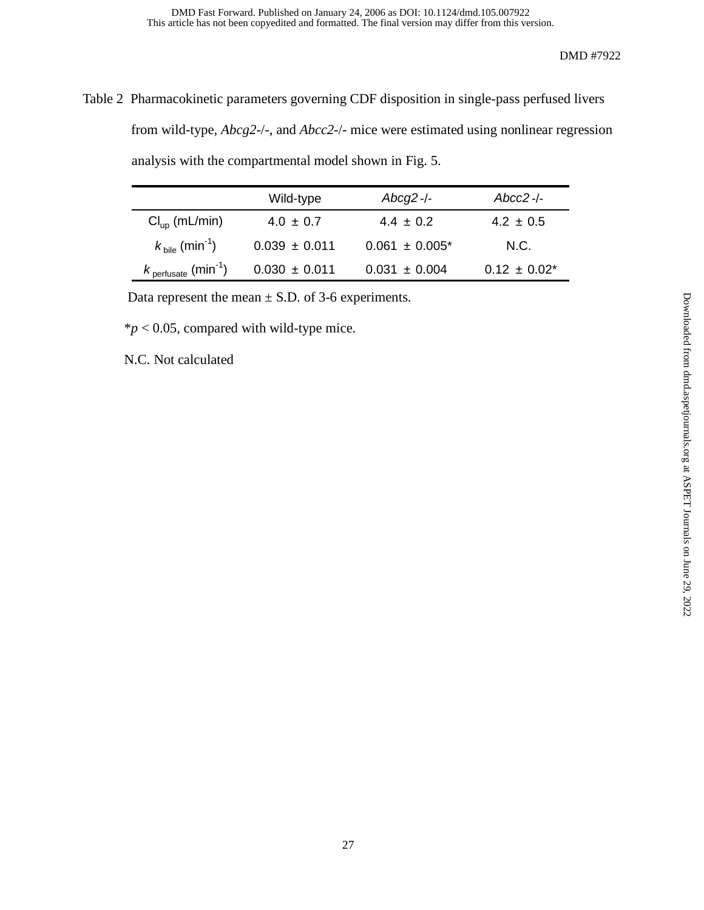Table 2 Pharmacokinetic parameters governing CDF disposition in single-pass perfused livers from wild-type, *Abcg2*-/-, and *Abcc2*-/- mice were estimated using nonlinear regression analysis with the compartmental model shown in Fig. 5.

| | Wild-type | *Abcg2* -/- | *Abcc2* -/- |
|---|---|---|---|
| $Cl_{up}$ (mL/min) | 4.0 ± 0.7 | 4.4 ± 0.2 | 4.2 ± 0.5 |
| $k_{bile}$ ($min^{-1}$) | 0.039 ± 0.011 | 0.061 ± 0.005* | N.C. |
| $k_{perfusate}$ ($min^{-1}$) | 0.030 ± 0.011 | 0.031 ± 0.004 | 0.12 ± 0.02* |

Data represent the mean ± S.D. of 3-6 experiments.

*$p < 0.05$, compared with wild-type mice.

N.C. Not calculated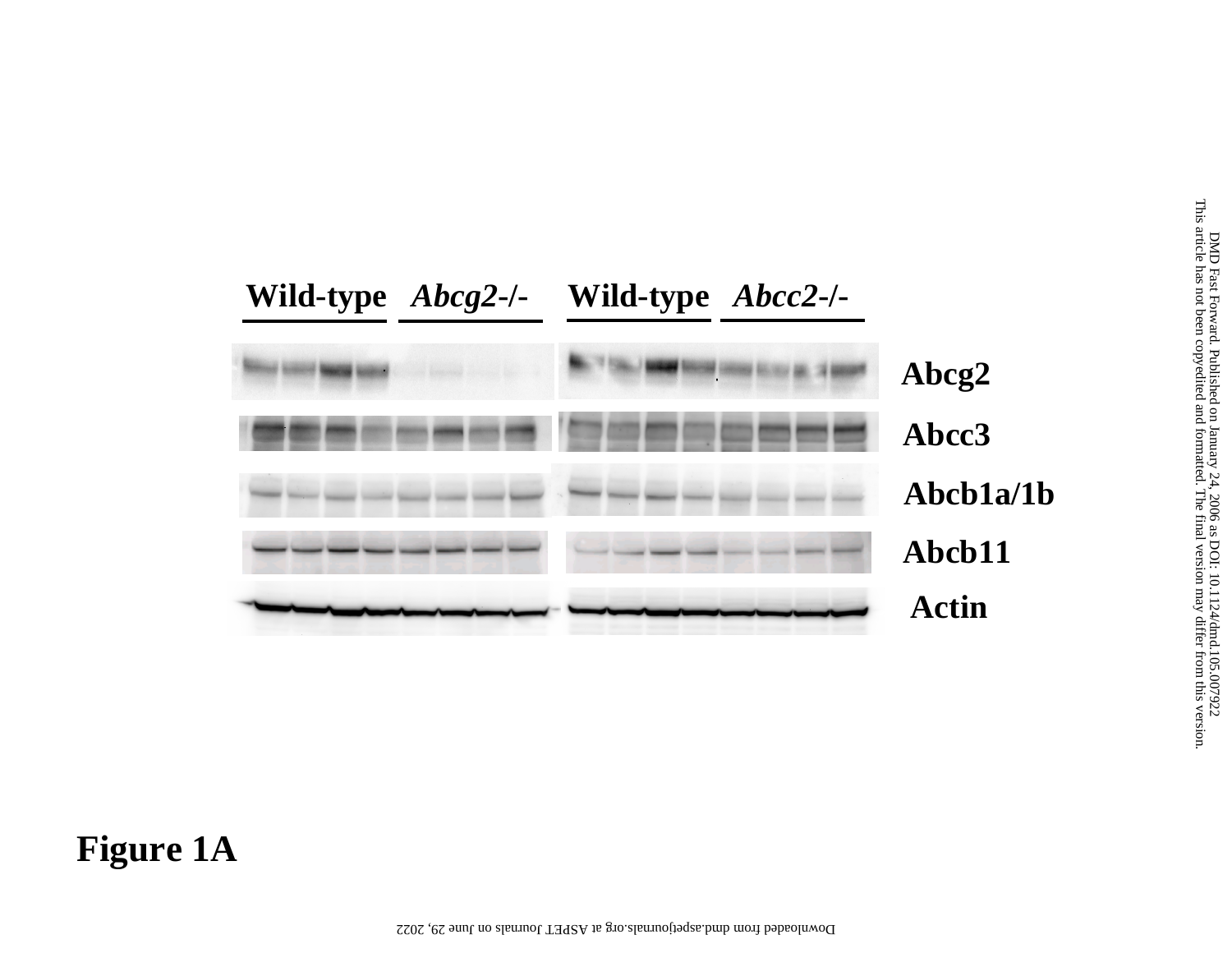Figure 1A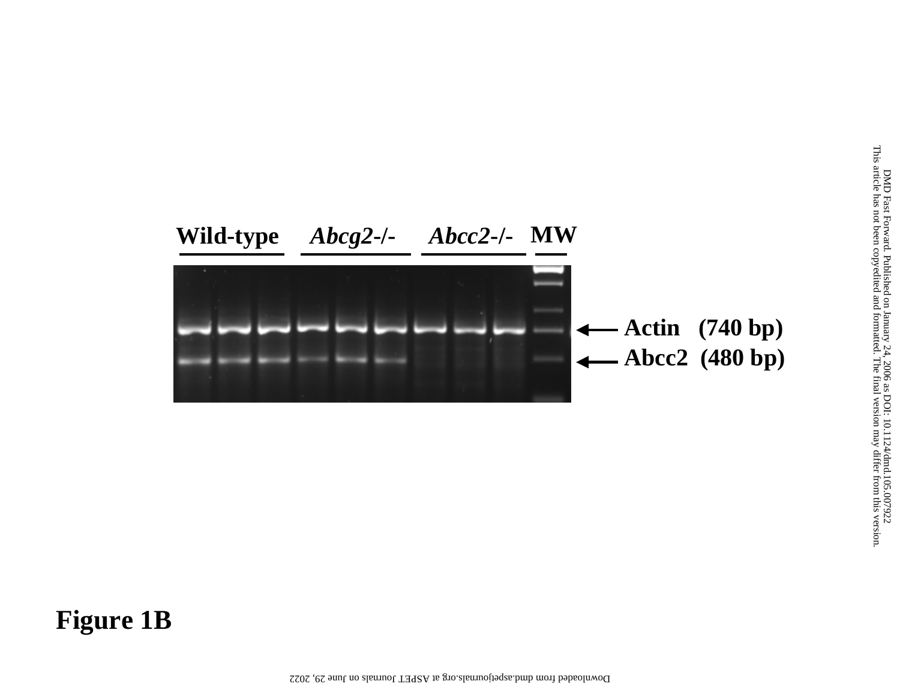Figure 1B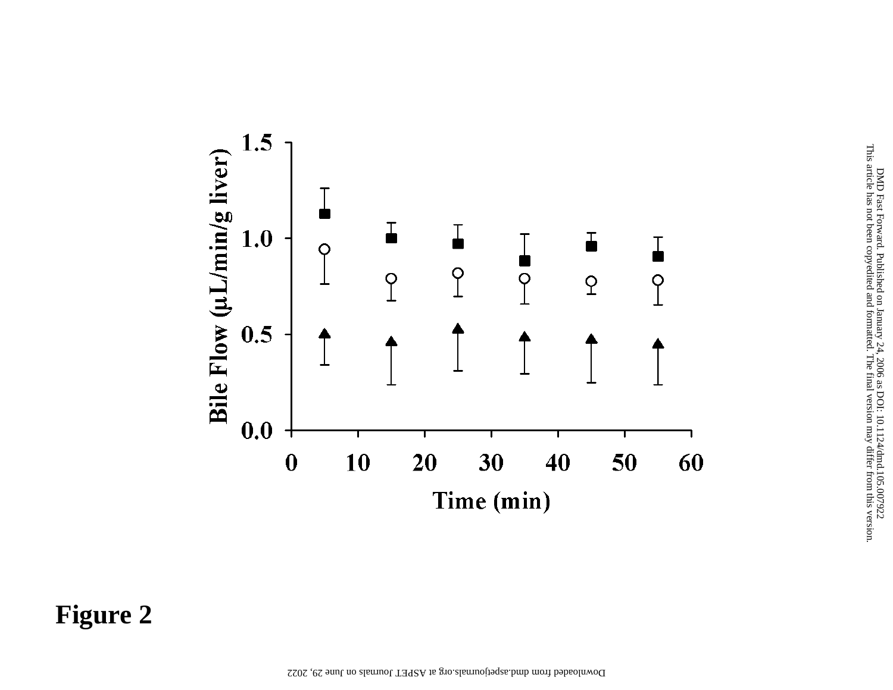Figure 2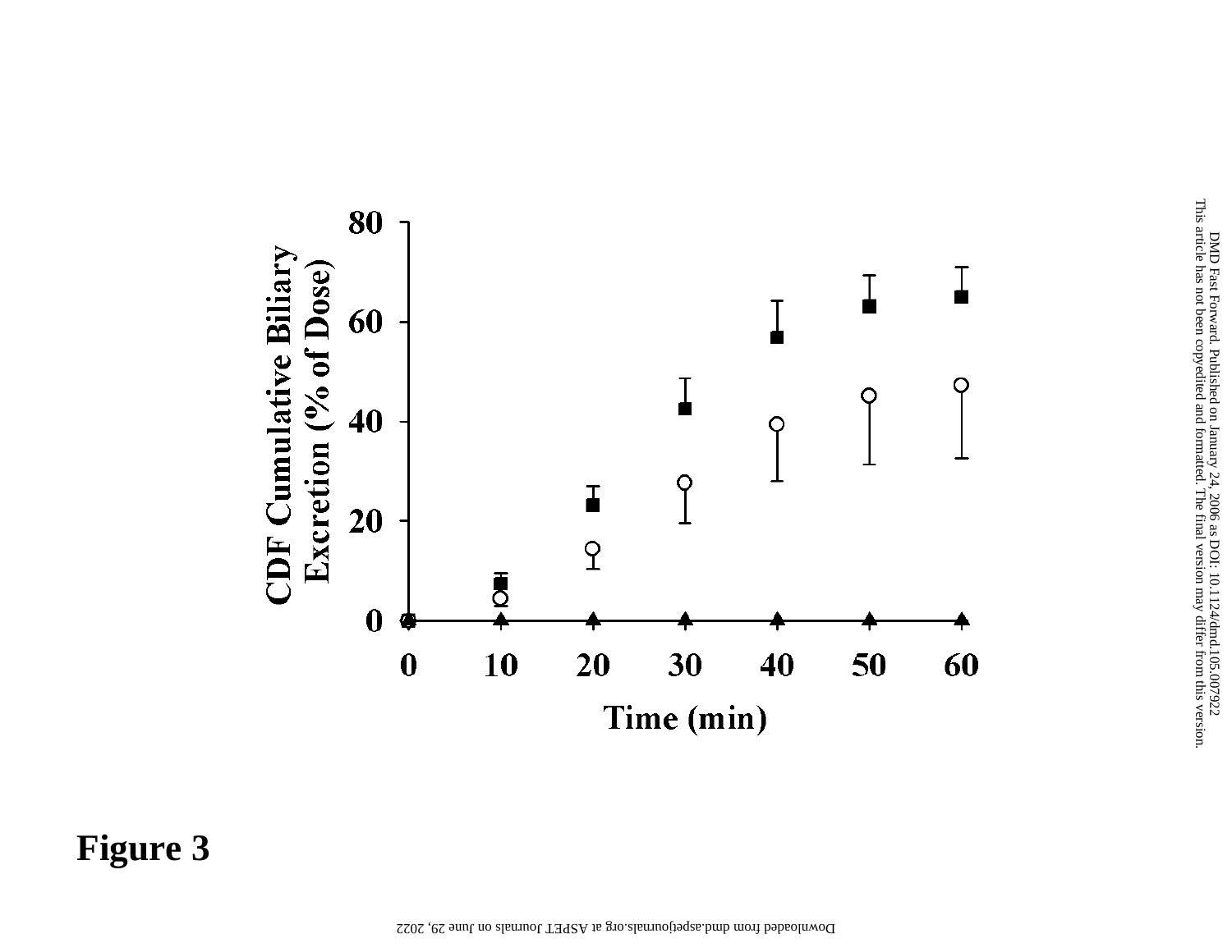Figure 3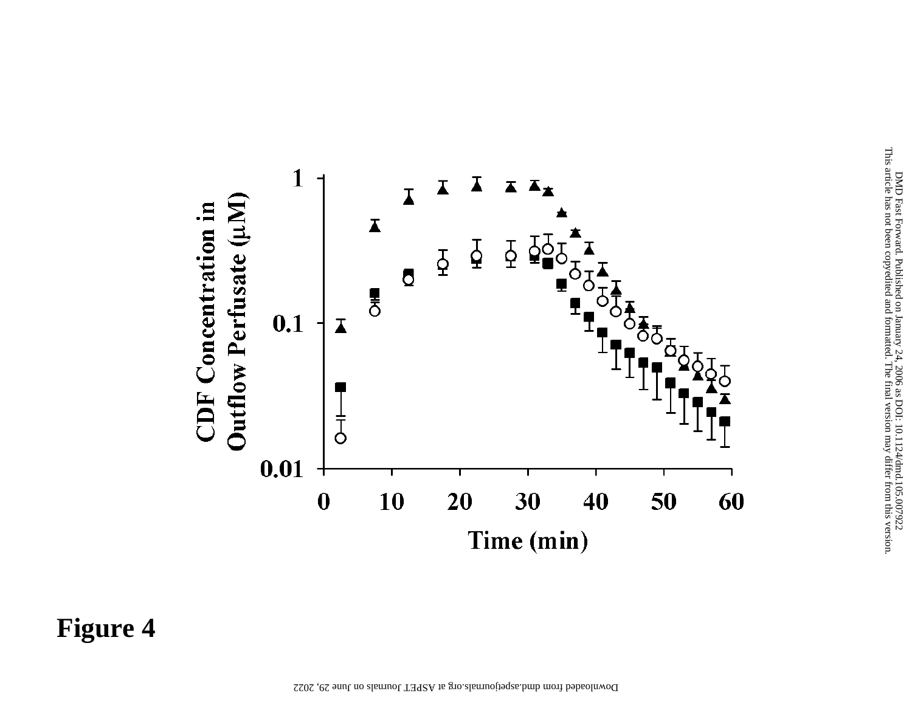Figure 4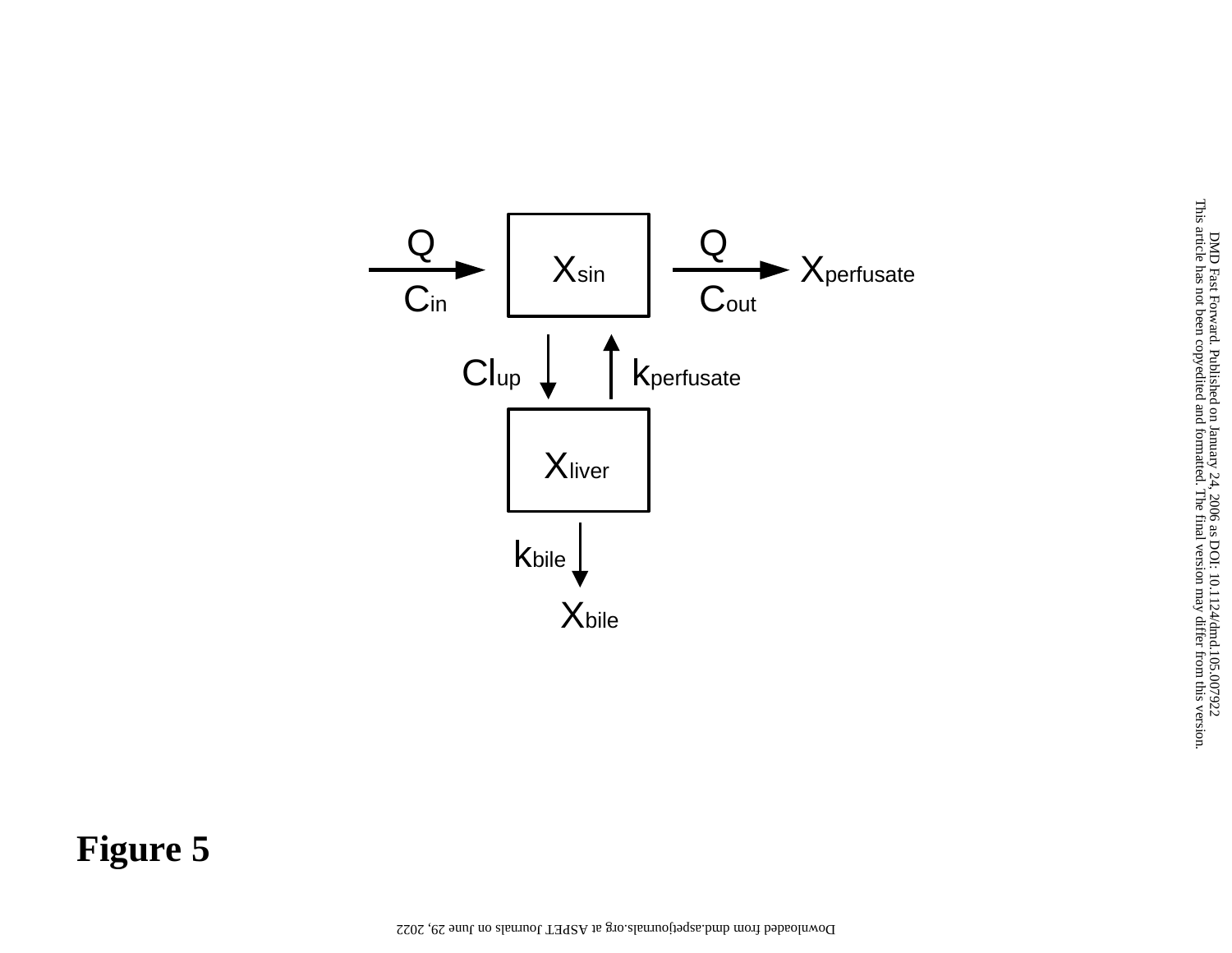$Q$ $C_{in}$ → $X_{sin}$ → $Q$ $C_{out}$ → $X_{perfusate}$

$Cl_{up}$ ↓ ↑ $k_{perfusate}$

$X_{liver}$

$k_{bile}$ ↓

$X_{bile}$

**Figure 5**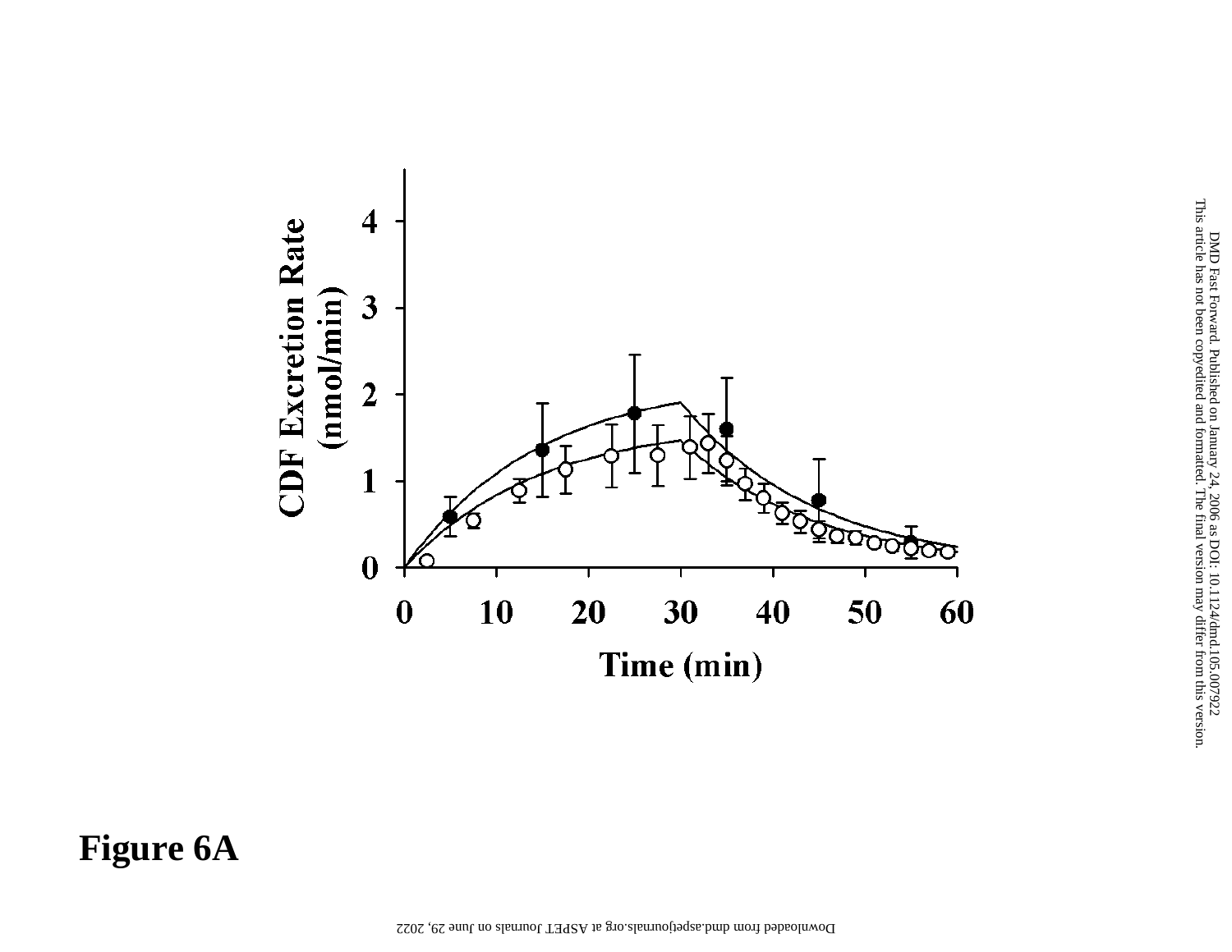Figure 6A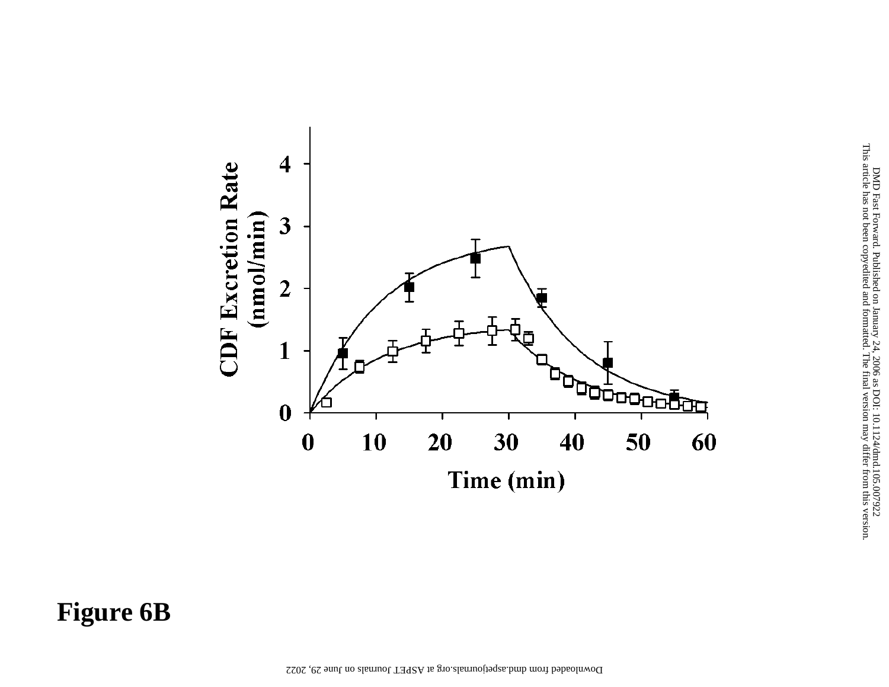Figure 6B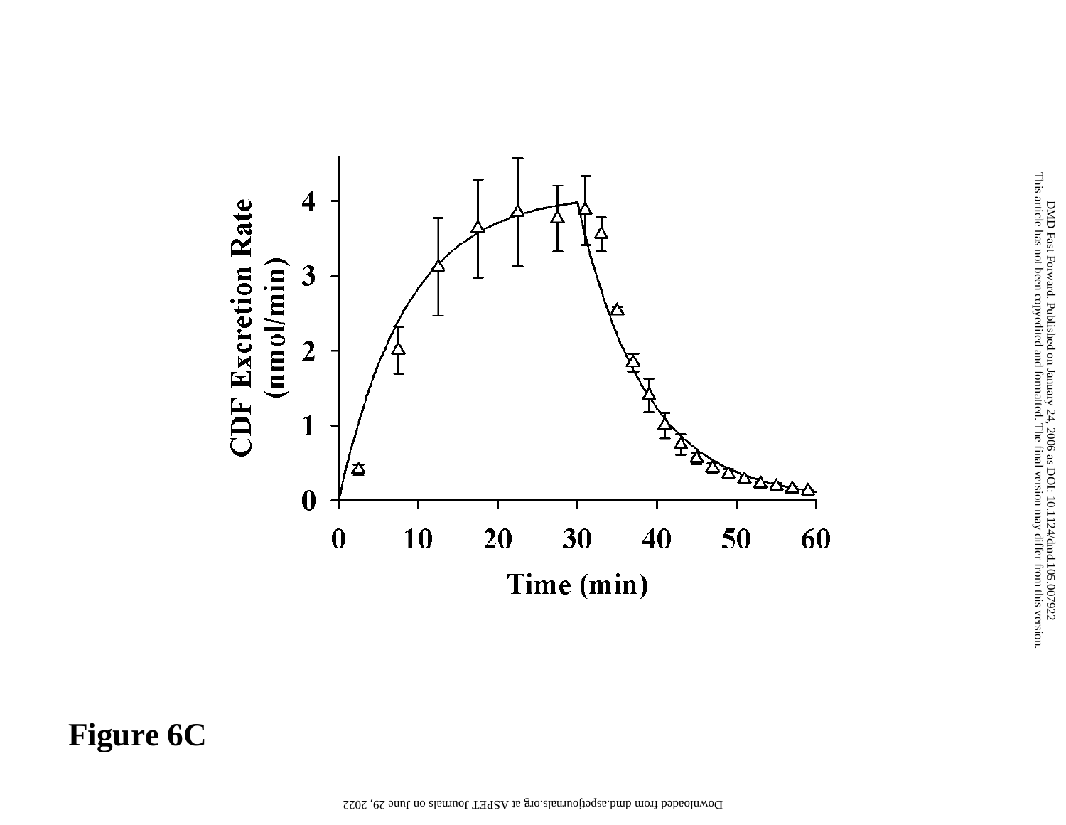CDF Excretion Rate (nmol/min)

4

3

2

1

0

0 10 20 30 40 50 60

Time (min)

Figure 6C